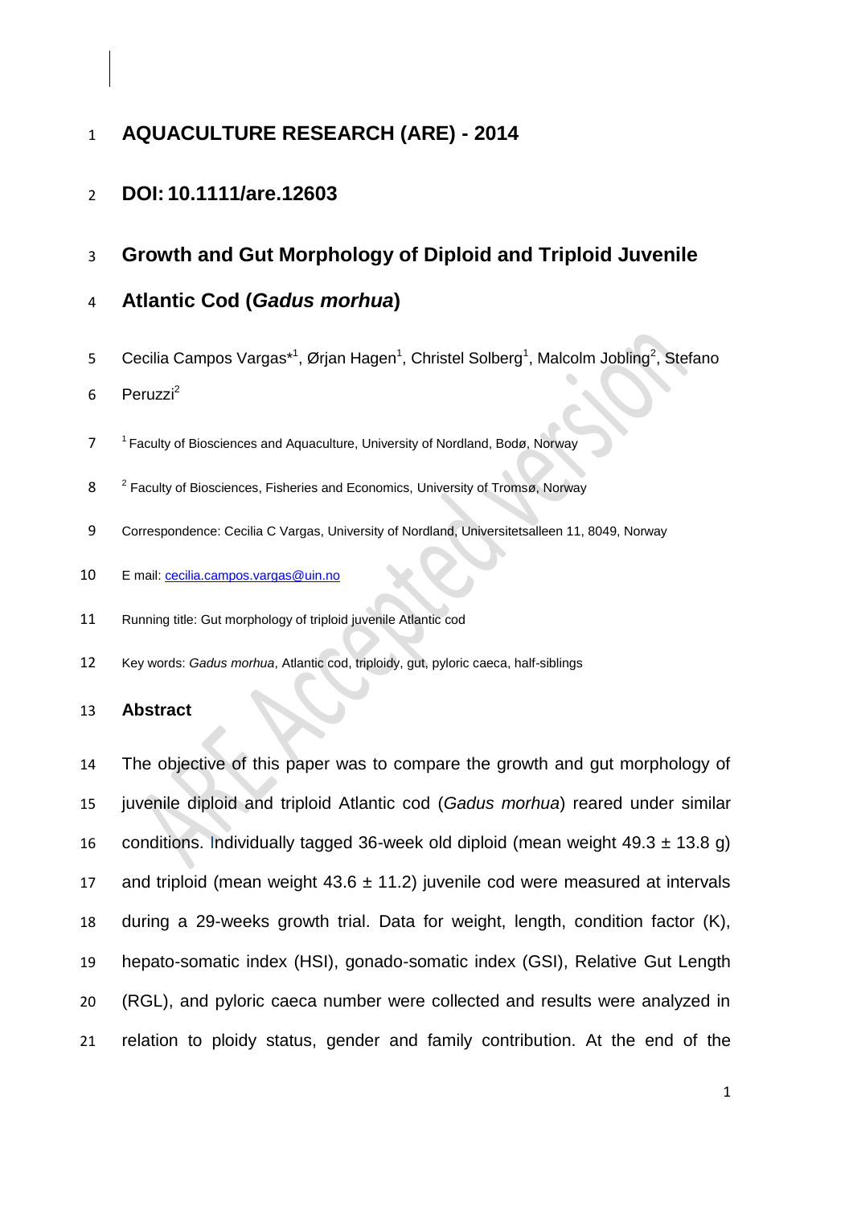# AQUACULTURE RESEARCH (ARE) - 2014

## DOI: 10.1111/are.12603

# Growth and Gut Morphology of Diploid and Triploid Juvenile Atlantic Cod (*Gadus morhua*)

Cecilia Campos Vargas*[1], Ørjan Hagen[1], Christel Solberg[1], Malcolm Jobling[2], Stefano Peruzzi[2]

[1] Faculty of Biosciences and Aquaculture, University of Nordland, Bodø, Norway

[2] Faculty of Biosciences, Fisheries and Economics, University of Tromsø, Norway

Correspondence: Cecilia C Vargas, University of Nordland, Universitetsalleen 11, 8049, Norway

E mail: cecilia.campos.vargas@uin.no

Running title: Gut morphology of triploid juvenile Atlantic cod

Key words: *Gadus morhua*, Atlantic cod, triploidy, gut, pyloric caeca, half-siblings

## Abstract

The objective of this paper was to compare the growth and gut morphology of juvenile diploid and triploid Atlantic cod (*Gadus morhua*) reared under similar conditions. Individually tagged 36-week old diploid (mean weight 49.3 ± 13.8 g) and triploid (mean weight 43.6 ± 11.2) juvenile cod were measured at intervals during a 29-weeks growth trial. Data for weight, length, condition factor (K), hepato-somatic index (HSI), gonado-somatic index (GSI), Relative Gut Length (RGL), and pyloric caeca number were collected and results were analyzed in relation to ploidy status, gender and family contribution. At the end of the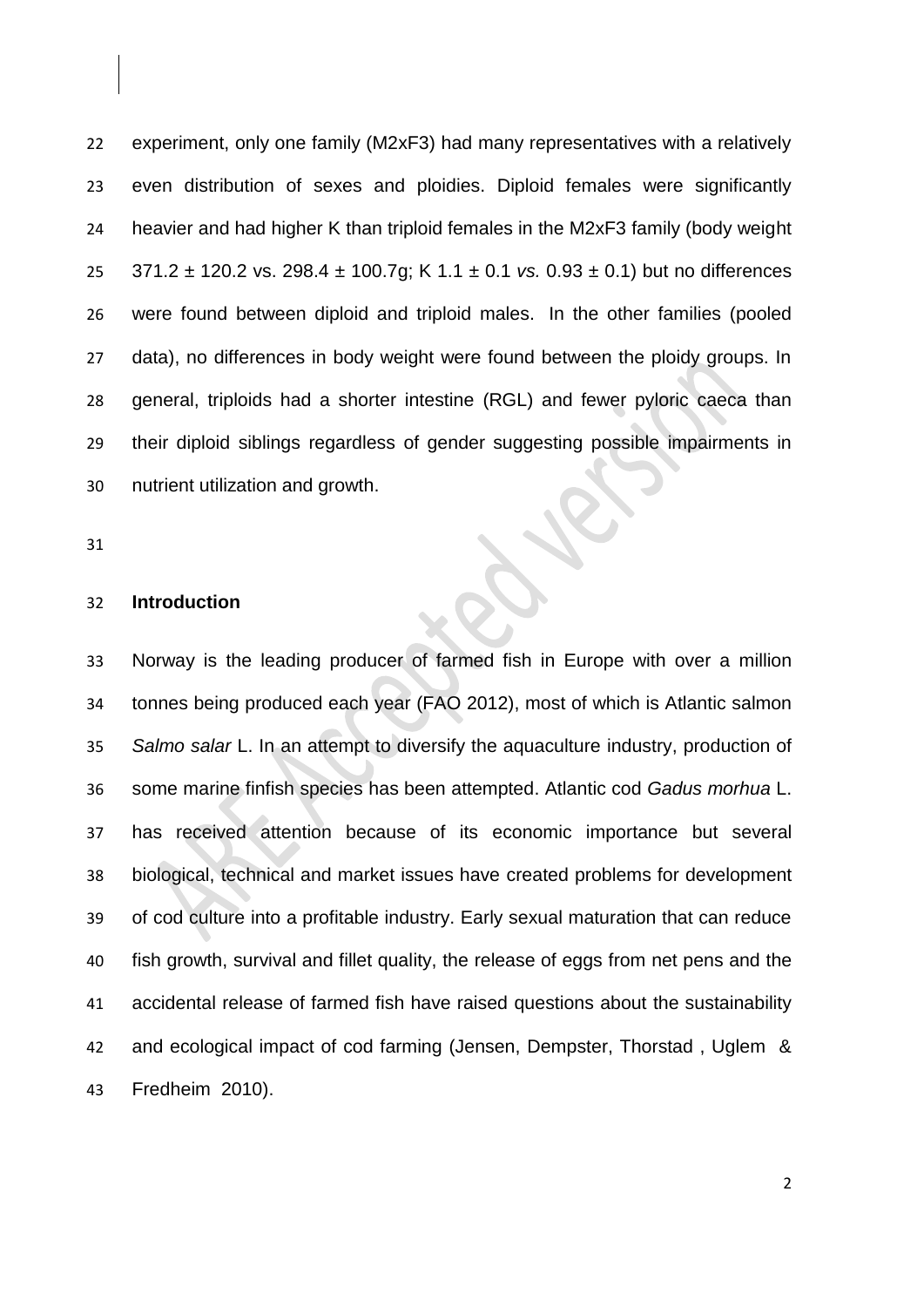experiment, only one family (M2xF3) had many representatives with a relatively even distribution of sexes and ploidies. Diploid females were significantly heavier and had higher K than triploid females in the M2xF3 family (body weight 371.2 ± 120.2 vs. 298.4 ± 100.7g; K 1.1 ± 0.1 *vs.* 0.93 ± 0.1) but no differences were found between diploid and triploid males. In the other families (pooled data), no differences in body weight were found between the ploidy groups. In general, triploids had a shorter intestine (RGL) and fewer pyloric caeca than their diploid siblings regardless of gender suggesting possible impairments in nutrient utilization and growth.

## Introduction

Norway is the leading producer of farmed fish in Europe with over a million tonnes being produced each year (FAO 2012), most of which is Atlantic salmon *Salmo salar* L. In an attempt to diversify the aquaculture industry, production of some marine finfish species has been attempted. Atlantic cod *Gadus morhua* L. has received attention because of its economic importance but several biological, technical and market issues have created problems for development of cod culture into a profitable industry. Early sexual maturation that can reduce fish growth, survival and fillet quality, the release of eggs from net pens and the accidental release of farmed fish have raised questions about the sustainability and ecological impact of cod farming (Jensen, Dempster, Thorstad , Uglem & Fredheim 2010).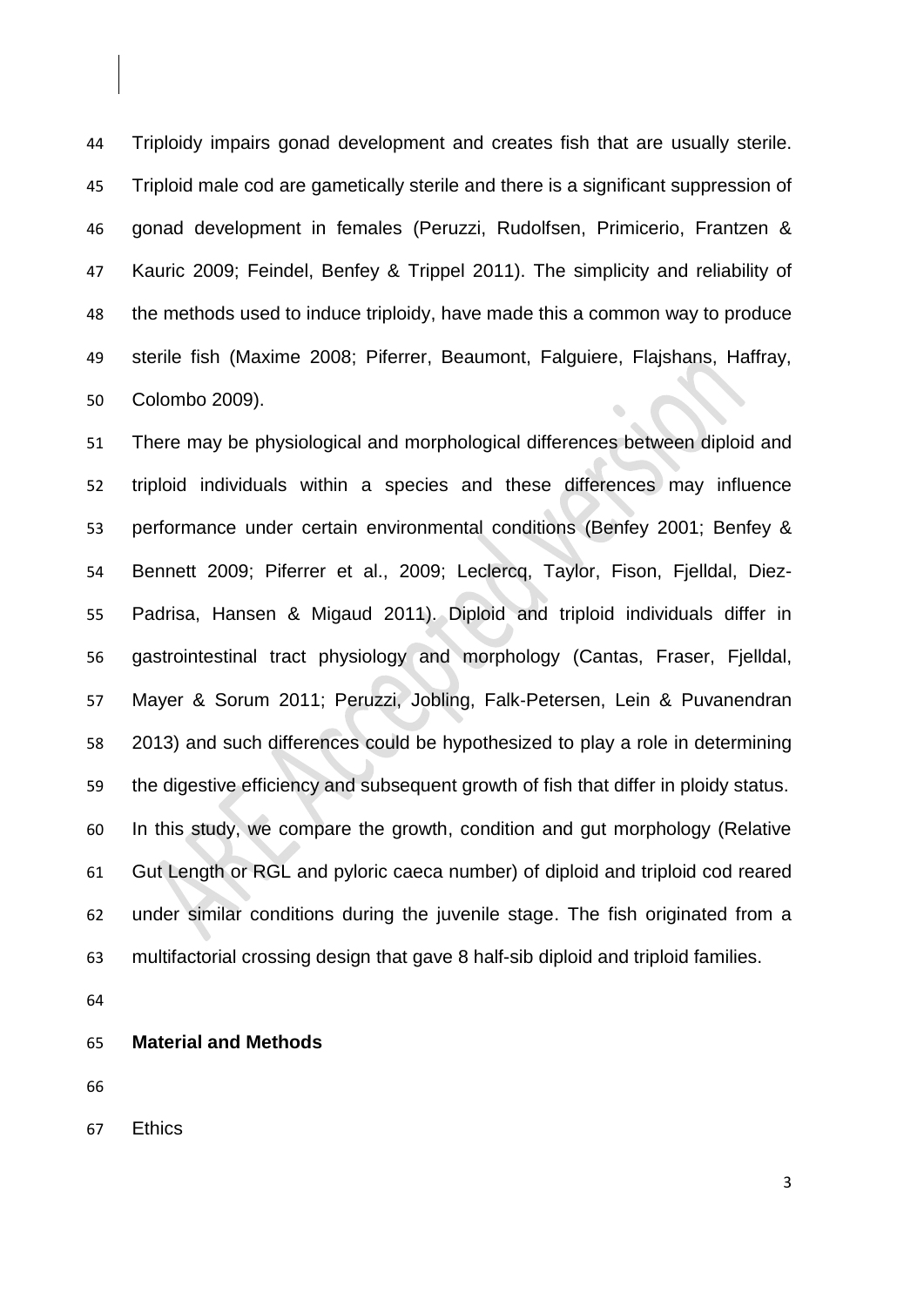Triploidy impairs gonad development and creates fish that are usually sterile. Triploid male cod are gametically sterile and there is a significant suppression of gonad development in females (Peruzzi, Rudolfsen, Primicerio, Frantzen & Kauric 2009; Feindel, Benfey & Trippel 2011). The simplicity and reliability of the methods used to induce triploidy, have made this a common way to produce sterile fish (Maxime 2008; Piferrer, Beaumont, Falguiere, Flajshans, Haffray, Colombo 2009).

There may be physiological and morphological differences between diploid and triploid individuals within a species and these differences may influence performance under certain environmental conditions (Benfey 2001; Benfey & Bennett 2009; Piferrer et al., 2009; Leclercq, Taylor, Fison, Fjelldal, Diez-Padrisa, Hansen & Migaud 2011). Diploid and triploid individuals differ in gastrointestinal tract physiology and morphology (Cantas, Fraser, Fjelldal, Mayer & Sorum 2011; Peruzzi, Jobling, Falk-Petersen, Lein & Puvanendran 2013) and such differences could be hypothesized to play a role in determining the digestive efficiency and subsequent growth of fish that differ in ploidy status. In this study, we compare the growth, condition and gut morphology (Relative Gut Length or RGL and pyloric caeca number) of diploid and triploid cod reared under similar conditions during the juvenile stage. The fish originated from a multifactorial crossing design that gave 8 half-sib diploid and triploid families.

## Material and Methods

Ethics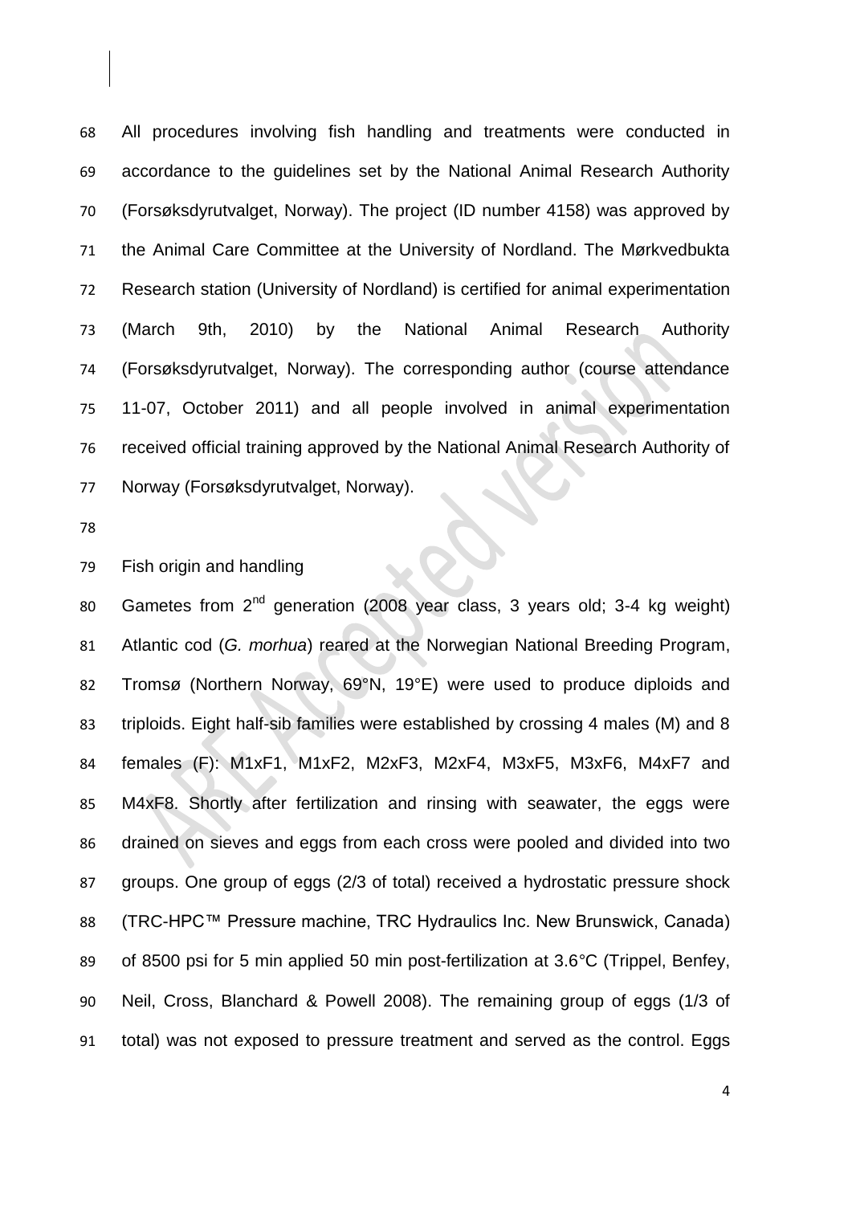All procedures involving fish handling and treatments were conducted in accordance to the guidelines set by the National Animal Research Authority (Forsøksdyrutvalget, Norway). The project (ID number 4158) was approved by the Animal Care Committee at the University of Nordland. The Mørkvedbukta Research station (University of Nordland) is certified for animal experimentation (March 9th, 2010) by the National Animal Research Authority (Forsøksdyrutvalget, Norway). The corresponding author (course attendance 11-07, October 2011) and all people involved in animal experimentation received official training approved by the National Animal Research Authority of Norway (Forsøksdyrutvalget, Norway).

## Fish origin and handling

Gametes from 2$^{nd}$ generation (2008 year class, 3 years old; 3-4 kg weight) Atlantic cod (*G. morhua*) reared at the Norwegian National Breeding Program, Tromsø (Northern Norway, 69°N, 19°E) were used to produce diploids and triploids. Eight half-sib families were established by crossing 4 males (M) and 8 females (F): M1xF1, M1xF2, M2xF3, M2xF4, M3xF5, M3xF6, M4xF7 and M4xF8. Shortly after fertilization and rinsing with seawater, the eggs were drained on sieves and eggs from each cross were pooled and divided into two groups. One group of eggs (2/3 of total) received a hydrostatic pressure shock (TRC-HPC™ Pressure machine, TRC Hydraulics Inc. New Brunswick, Canada) of 8500 psi for 5 min applied 50 min post-fertilization at 3.6°C (Trippel, Benfey, Neil, Cross, Blanchard & Powell 2008). The remaining group of eggs (1/3 of total) was not exposed to pressure treatment and served as the control. Eggs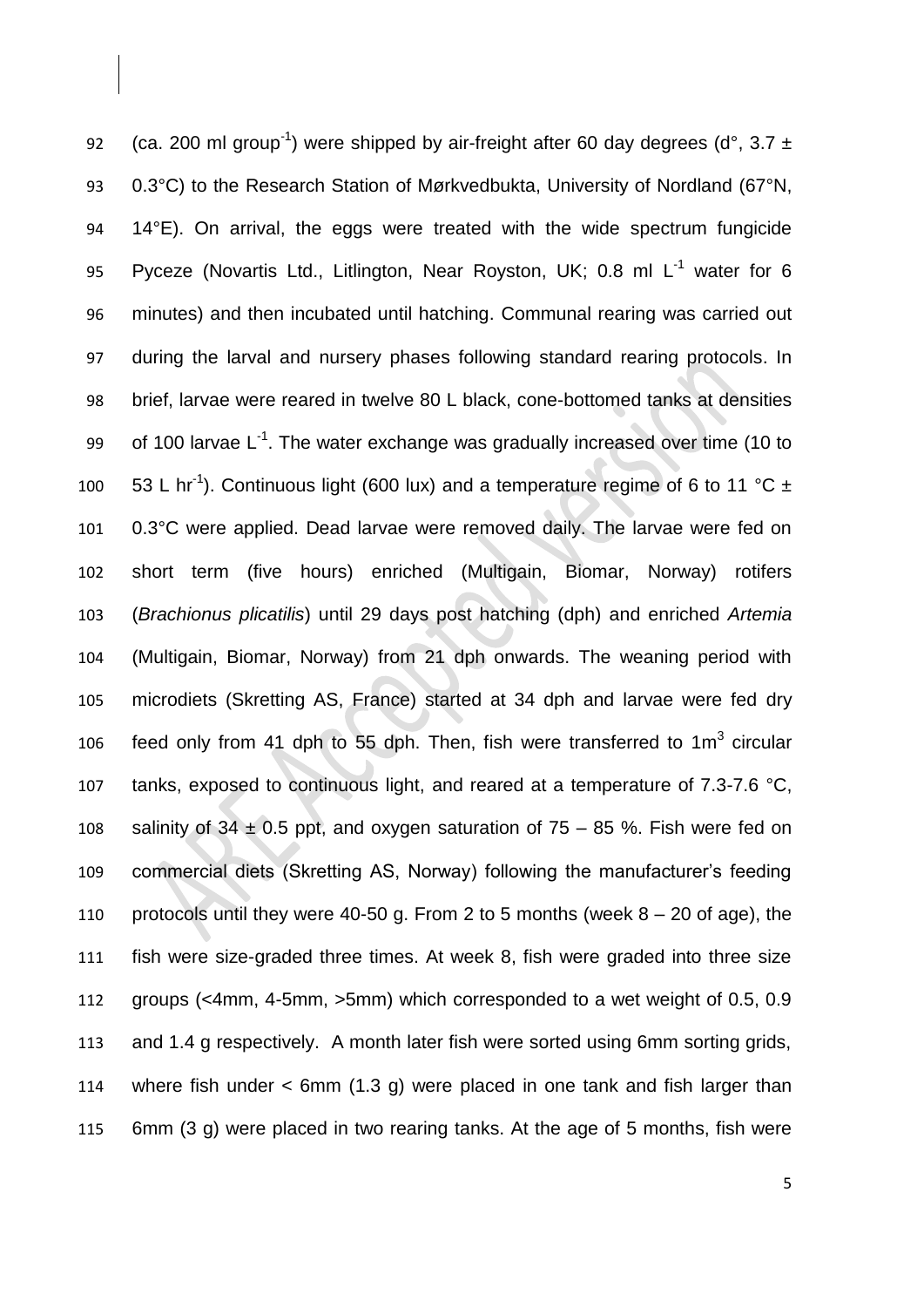(ca. 200 ml group$^{-1}$) were shipped by air-freight after 60 day degrees (d°, 3.7 ± 0.3°C) to the Research Station of Mørkvedbukta, University of Nordland (67°N, 14°E). On arrival, the eggs were treated with the wide spectrum fungicide Pyceze (Novartis Ltd., Litlington, Near Royston, UK; 0.8 ml L$^{-1}$ water for 6 minutes) and then incubated until hatching. Communal rearing was carried out during the larval and nursery phases following standard rearing protocols. In brief, larvae were reared in twelve 80 L black, cone-bottomed tanks at densities of 100 larvae L$^{-1}$. The water exchange was gradually increased over time (10 to 53 L hr$^{-1}$). Continuous light (600 lux) and a temperature regime of 6 to 11 °C ± 0.3°C were applied. Dead larvae were removed daily. The larvae were fed on short term (five hours) enriched (Multigain, Biomar, Norway) rotifers (*Brachionus plicatilis*) until 29 days post hatching (dph) and enriched *Artemia* (Multigain, Biomar, Norway) from 21 dph onwards. The weaning period with microdiets (Skretting AS, France) started at 34 dph and larvae were fed dry feed only from 41 dph to 55 dph. Then, fish were transferred to 1m$^3$ circular tanks, exposed to continuous light, and reared at a temperature of 7.3-7.6 °C, salinity of 34 ± 0.5 ppt, and oxygen saturation of 75 – 85 %. Fish were fed on commercial diets (Skretting AS, Norway) following the manufacturer's feeding protocols until they were 40-50 g. From 2 to 5 months (week 8 – 20 of age), the fish were size-graded three times. At week 8, fish were graded into three size groups (<4mm, 4-5mm, >5mm) which corresponded to a wet weight of 0.5, 0.9 and 1.4 g respectively. A month later fish were sorted using 6mm sorting grids, where fish under < 6mm (1.3 g) were placed in one tank and fish larger than 6mm (3 g) were placed in two rearing tanks. At the age of 5 months, fish were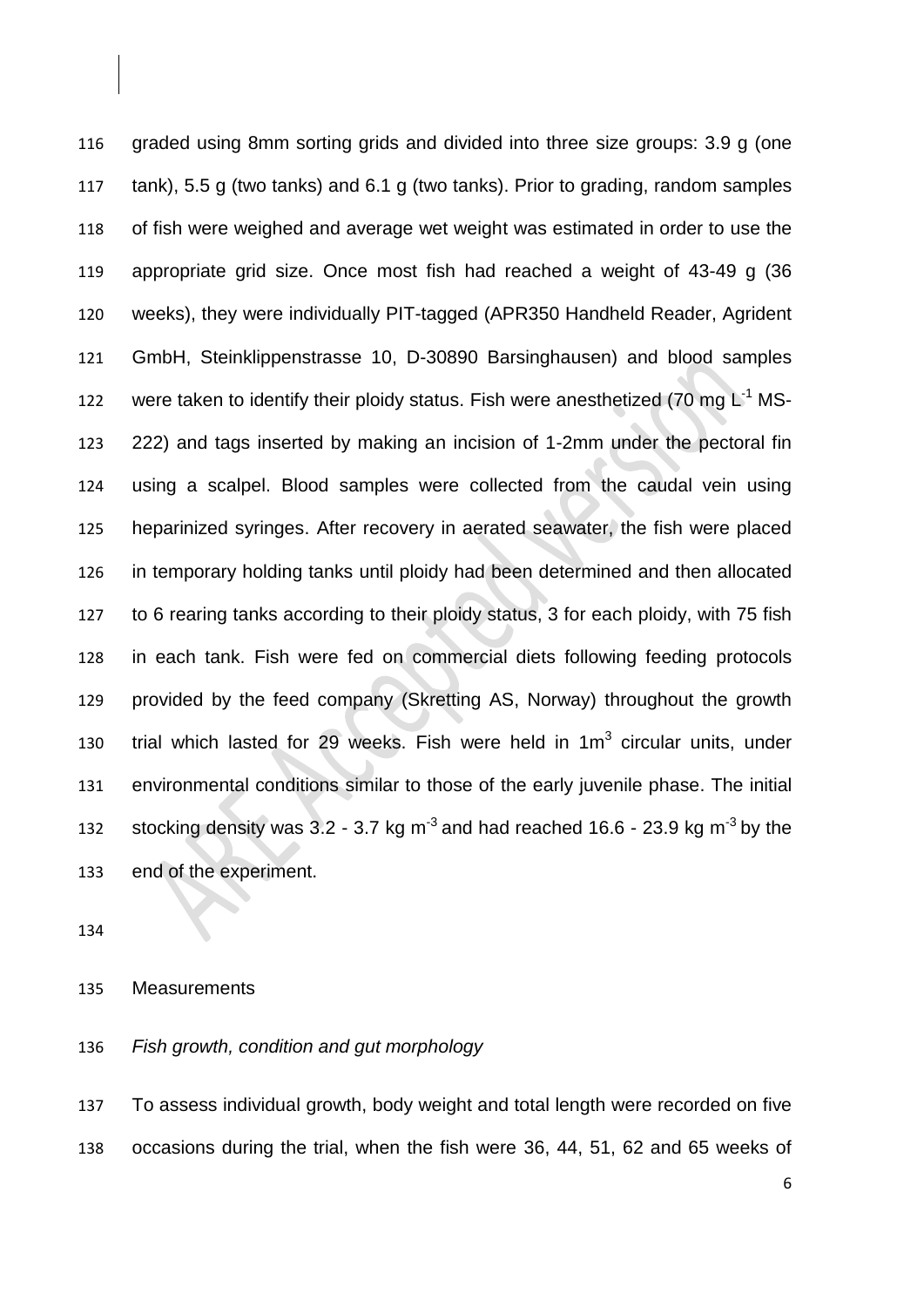graded using 8mm sorting grids and divided into three size groups: 3.9 g (one tank), 5.5 g (two tanks) and 6.1 g (two tanks). Prior to grading, random samples of fish were weighed and average wet weight was estimated in order to use the appropriate grid size. Once most fish had reached a weight of 43-49 g (36 weeks), they were individually PIT-tagged (APR350 Handheld Reader, Agrident GmbH, Steinklippenstrasse 10, D-30890 Barsinghausen) and blood samples were taken to identify their ploidy status. Fish were anesthetized (70 mg $L^{-1}$ MS-222) and tags inserted by making an incision of 1-2mm under the pectoral fin using a scalpel. Blood samples were collected from the caudal vein using heparinized syringes. After recovery in aerated seawater, the fish were placed in temporary holding tanks until ploidy had been determined and then allocated to 6 rearing tanks according to their ploidy status, 3 for each ploidy, with 75 fish in each tank. Fish were fed on commercial diets following feeding protocols provided by the feed company (Skretting AS, Norway) throughout the growth trial which lasted for 29 weeks. Fish were held in $1m^3$ circular units, under environmental conditions similar to those of the early juvenile phase. The initial stocking density was 3.2 - 3.7 kg $m^{-3}$ and had reached 16.6 - 23.9 kg $m^{-3}$ by the end of the experiment.

## Measurements

### *Fish growth, condition and gut morphology*

To assess individual growth, body weight and total length were recorded on five occasions during the trial, when the fish were 36, 44, 51, 62 and 65 weeks of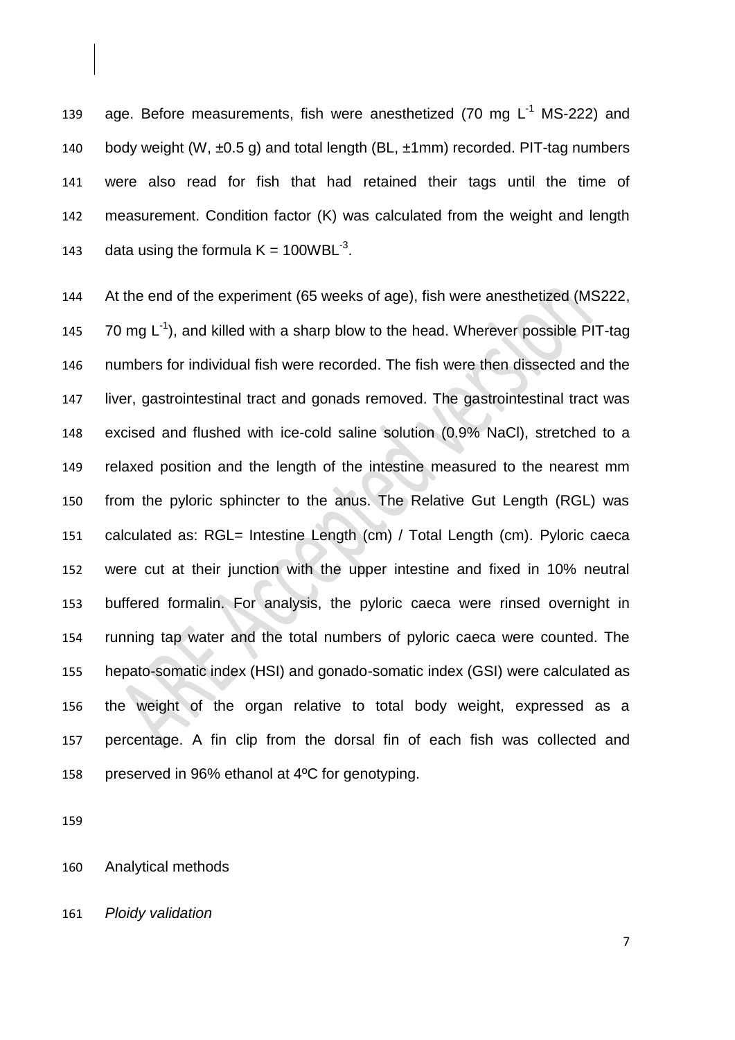age. Before measurements, fish were anesthetized (70 mg $L^{-1}$ MS-222) and body weight (W, ±0.5 g) and total length (BL, ±1mm) recorded. PIT-tag numbers were also read for fish that had retained their tags until the time of measurement. Condition factor (K) was calculated from the weight and length data using the formula $K = 100WBL^{-3}$.

At the end of the experiment (65 weeks of age), fish were anesthetized (MS222, 70 mg $L^{-1}$), and killed with a sharp blow to the head. Wherever possible PIT-tag numbers for individual fish were recorded. The fish were then dissected and the liver, gastrointestinal tract and gonads removed. The gastrointestinal tract was excised and flushed with ice-cold saline solution (0.9% NaCl), stretched to a relaxed position and the length of the intestine measured to the nearest mm from the pyloric sphincter to the anus. The Relative Gut Length (RGL) was calculated as: RGL= Intestine Length (cm) / Total Length (cm). Pyloric caeca were cut at their junction with the upper intestine and fixed in 10% neutral buffered formalin. For analysis, the pyloric caeca were rinsed overnight in running tap water and the total numbers of pyloric caeca were counted. The hepato-somatic index (HSI) and gonado-somatic index (GSI) were calculated as the weight of the organ relative to total body weight, expressed as a percentage. A fin clip from the dorsal fin of each fish was collected and preserved in 96% ethanol at 4ºC for genotyping.

## Analytical methods

### *Ploidy validation*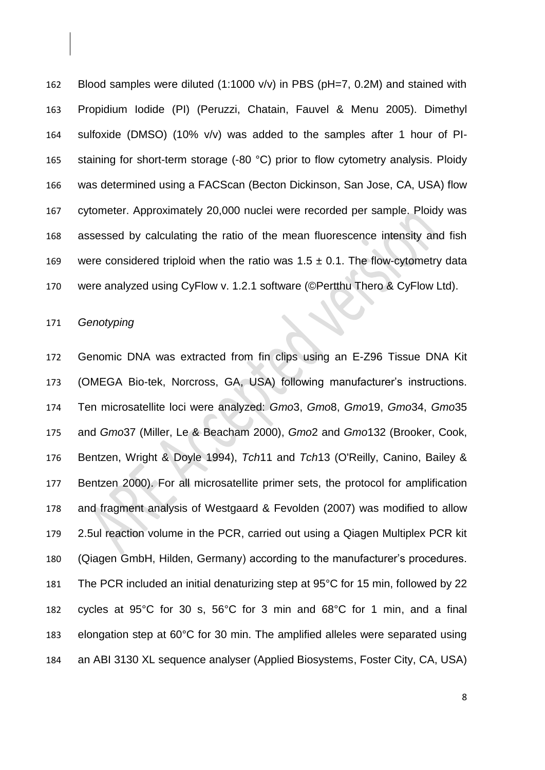Blood samples were diluted (1:1000 v/v) in PBS (pH=7, 0.2M) and stained with Propidium Iodide (PI) (Peruzzi, Chatain, Fauvel & Menu 2005). Dimethyl sulfoxide (DMSO) (10% v/v) was added to the samples after 1 hour of PI-staining for short-term storage (-80 °C) prior to flow cytometry analysis. Ploidy was determined using a FACScan (Becton Dickinson, San Jose, CA, USA) flow cytometer. Approximately 20,000 nuclei were recorded per sample. Ploidy was assessed by calculating the ratio of the mean fluorescence intensity and fish were considered triploid when the ratio was $1.5 \pm 0.1$. The flow-cytometry data were analyzed using CyFlow v. 1.2.1 software (©Pertthu Thero & CyFlow Ltd).

*Genotyping*

Genomic DNA was extracted from fin clips using an E-Z96 Tissue DNA Kit (OMEGA Bio-tek, Norcross, GA, USA) following manufacturer's instructions. Ten microsatellite loci were analyzed: *Gmo*3, *Gmo*8, *Gmo*19, *Gmo*34, *Gmo*35 and *Gmo*37 (Miller, Le & Beacham 2000), *Gmo*2 and *Gmo*132 (Brooker, Cook, Bentzen, Wright & Doyle 1994), *Tch*11 and *Tch*13 (O'Reilly, Canino, Bailey & Bentzen 2000). For all microsatellite primer sets, the protocol for amplification and fragment analysis of Westgaard & Fevolden (2007) was modified to allow 2.5ul reaction volume in the PCR, carried out using a Qiagen Multiplex PCR kit (Qiagen GmbH, Hilden, Germany) according to the manufacturer's procedures. The PCR included an initial denaturizing step at 95°C for 15 min, followed by 22 cycles at 95°C for 30 s, 56°C for 3 min and 68°C for 1 min, and a final elongation step at 60°C for 30 min. The amplified alleles were separated using an ABI 3130 XL sequence analyser (Applied Biosystems, Foster City, CA, USA)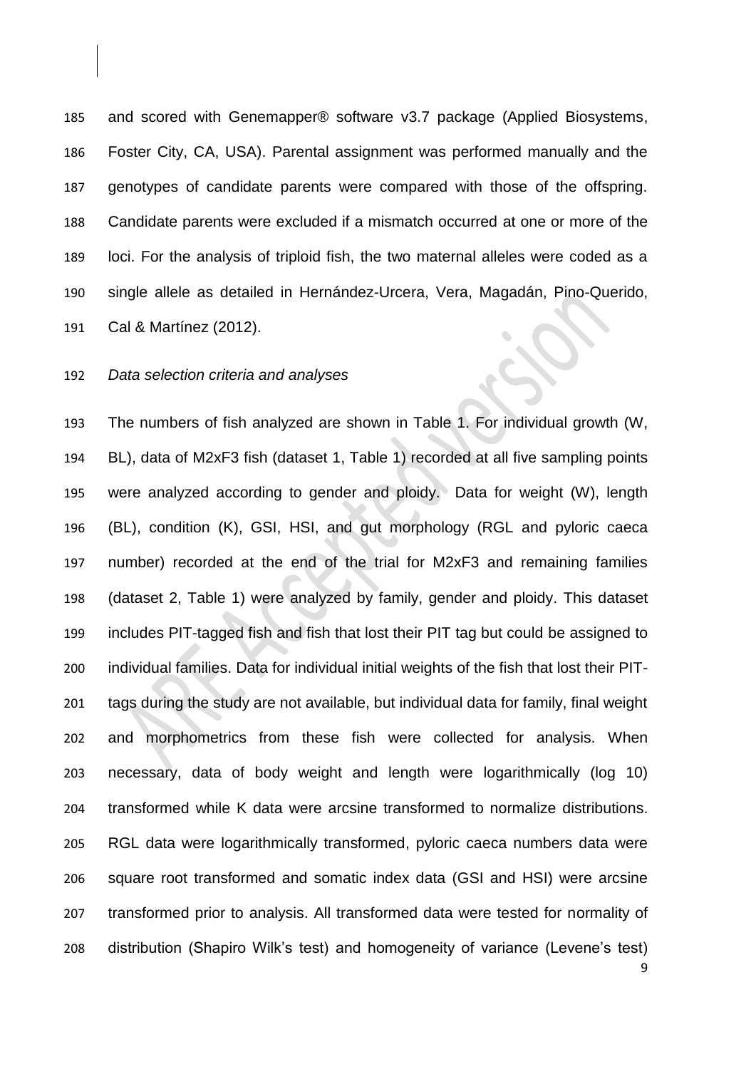and scored with Genemapper® software v3.7 package (Applied Biosystems, Foster City, CA, USA). Parental assignment was performed manually and the genotypes of candidate parents were compared with those of the offspring. Candidate parents were excluded if a mismatch occurred at one or more of the loci. For the analysis of triploid fish, the two maternal alleles were coded as a single allele as detailed in Hernández-Urcera, Vera, Magadán, Pino-Querido, Cal & Martínez (2012).

*Data selection criteria and analyses*

The numbers of fish analyzed are shown in Table 1. For individual growth (W, BL), data of M2xF3 fish (dataset 1, Table 1) recorded at all five sampling points were analyzed according to gender and ploidy. Data for weight (W), length (BL), condition (K), GSI, HSI, and gut morphology (RGL and pyloric caeca number) recorded at the end of the trial for M2xF3 and remaining families (dataset 2, Table 1) were analyzed by family, gender and ploidy. This dataset includes PIT-tagged fish and fish that lost their PIT tag but could be assigned to individual families. Data for individual initial weights of the fish that lost their PIT-tags during the study are not available, but individual data for family, final weight and morphometrics from these fish were collected for analysis. When necessary, data of body weight and length were logarithmically (log 10) transformed while K data were arcsine transformed to normalize distributions. RGL data were logarithmically transformed, pyloric caeca numbers data were square root transformed and somatic index data (GSI and HSI) were arcsine transformed prior to analysis. All transformed data were tested for normality of distribution (Shapiro Wilk's test) and homogeneity of variance (Levene's test)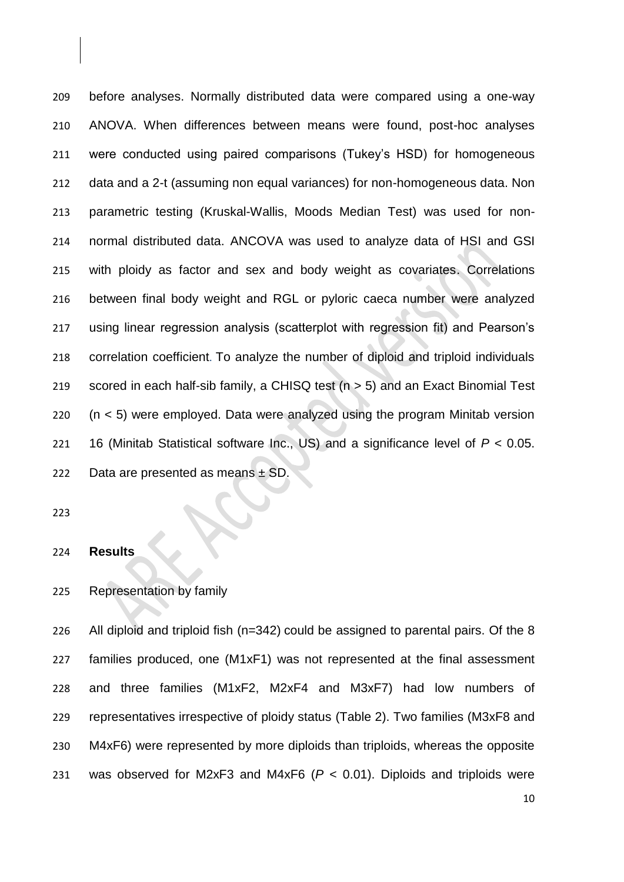before analyses. Normally distributed data were compared using a one-way ANOVA. When differences between means were found, post-hoc analyses were conducted using paired comparisons (Tukey's HSD) for homogeneous data and a 2-t (assuming non equal variances) for non-homogeneous data. Non parametric testing (Kruskal-Wallis, Moods Median Test) was used for non-normal distributed data. ANCOVA was used to analyze data of HSI and GSI with ploidy as factor and sex and body weight as covariates. Correlations between final body weight and RGL or pyloric caeca number were analyzed using linear regression analysis (scatterplot with regression fit) and Pearson's correlation coefficient. To analyze the number of diploid and triploid individuals scored in each half-sib family, a CHISQ test ($n > 5$) and an Exact Binomial Test ($n < 5$) were employed. Data were analyzed using the program Minitab version 16 (Minitab Statistical software Inc., US) and a significance level of $P < 0.05$. Data are presented as means ± SD.

## Results

Representation by family

All diploid and triploid fish (n=342) could be assigned to parental pairs. Of the 8 families produced, one (M1xF1) was not represented at the final assessment and three families (M1xF2, M2xF4 and M3xF7) had low numbers of representatives irrespective of ploidy status (Table 2). Two families (M3xF8 and M4xF6) were represented by more diploids than triploids, whereas the opposite was observed for M2xF3 and M4xF6 ($P < 0.01$). Diploids and triploids were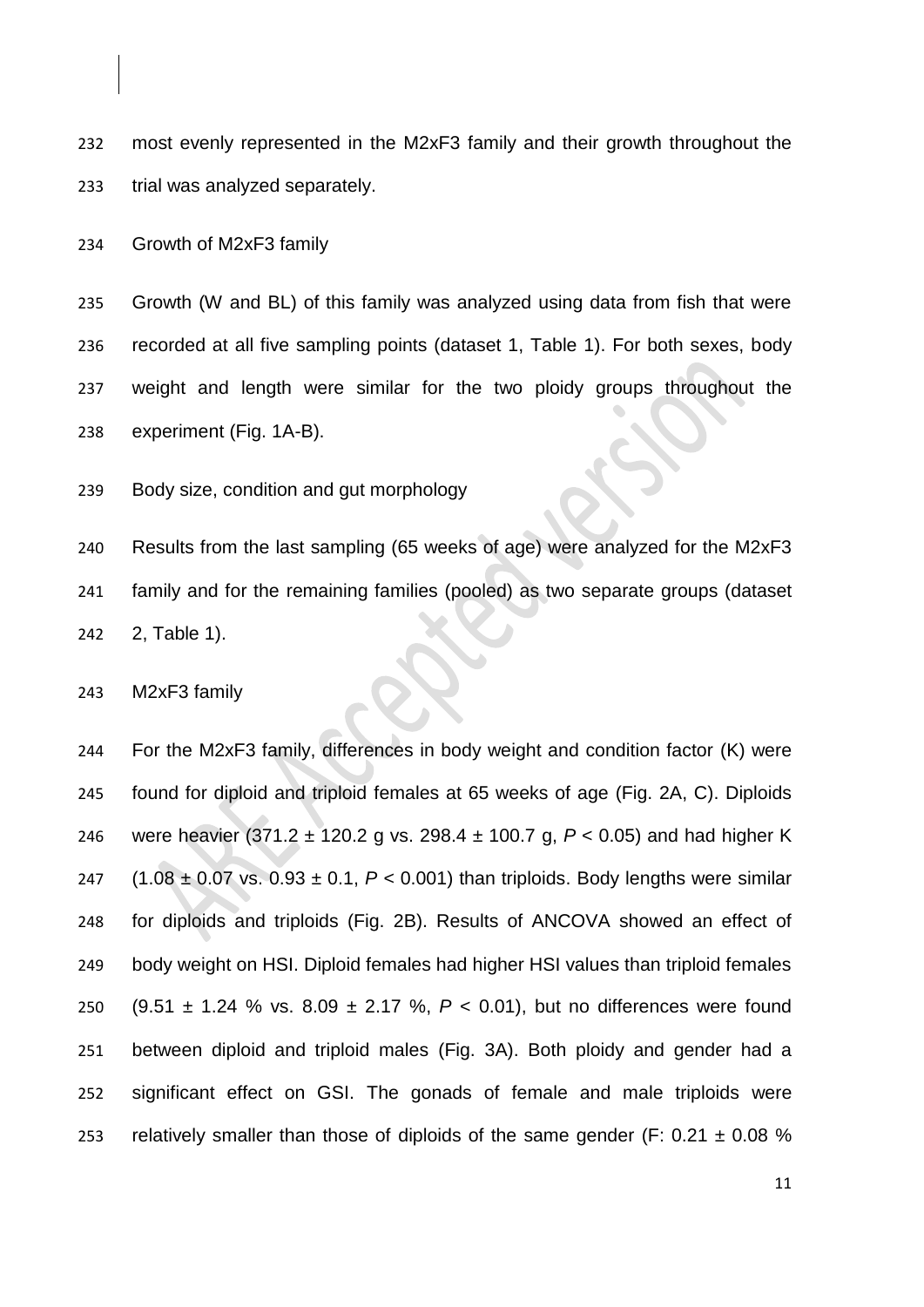most evenly represented in the M2xF3 family and their growth throughout the trial was analyzed separately.

### Growth of M2xF3 family

Growth (W and BL) of this family was analyzed using data from fish that were recorded at all five sampling points (dataset 1, Table 1). For both sexes, body weight and length were similar for the two ploidy groups throughout the experiment (Fig. 1A-B).

### Body size, condition and gut morphology

Results from the last sampling (65 weeks of age) were analyzed for the M2xF3 family and for the remaining families (pooled) as two separate groups (dataset 2, Table 1).

#### M2xF3 family

For the M2xF3 family, differences in body weight and condition factor (K) were found for diploid and triploid females at 65 weeks of age (Fig. 2A, C). Diploids were heavier (371.2 ± 120.2 g vs. 298.4 ± 100.7 g, $P < 0.05$) and had higher K (1.08 ± 0.07 vs. 0.93 ± 0.1, $P < 0.001$) than triploids. Body lengths were similar for diploids and triploids (Fig. 2B). Results of ANCOVA showed an effect of body weight on HSI. Diploid females had higher HSI values than triploid females (9.51 ± 1.24 % vs. 8.09 ± 2.17 %, $P < 0.01$), but no differences were found between diploid and triploid males (Fig. 3A). Both ploidy and gender had a significant effect on GSI. The gonads of female and male triploids were relatively smaller than those of diploids of the same gender (F: 0.21 ± 0.08 %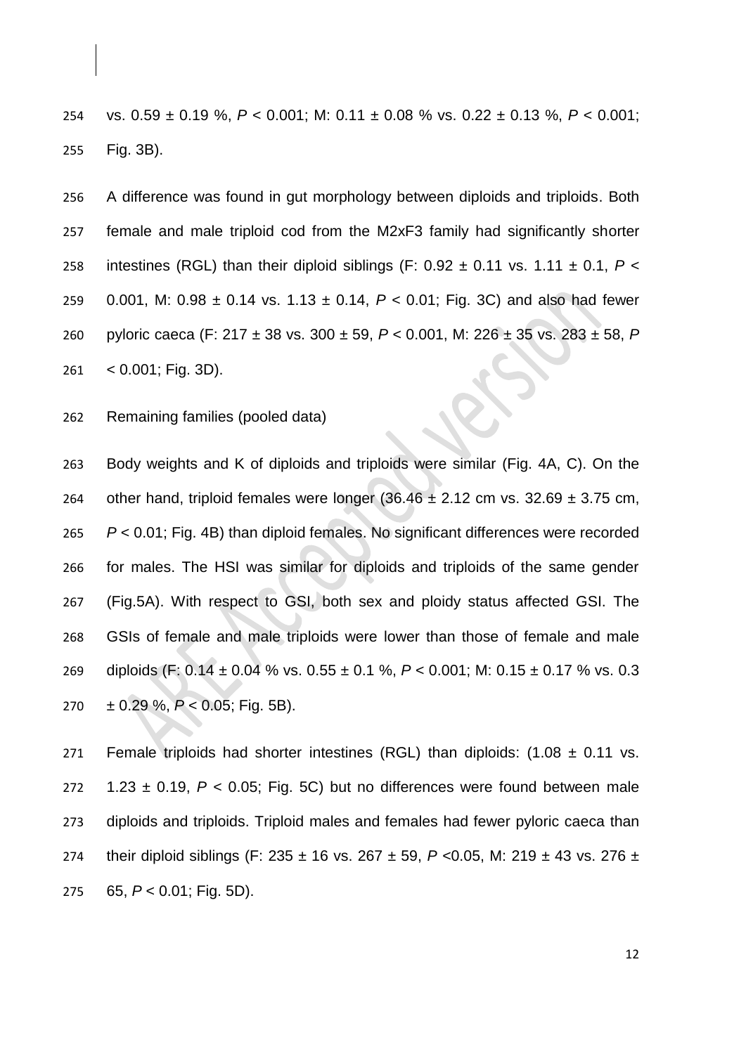vs. 0.59 ± 0.19 %, $P < 0.001$; M: 0.11 ± 0.08 % vs. 0.22 ± 0.13 %, $P < 0.001$; Fig. 3B).

A difference was found in gut morphology between diploids and triploids. Both female and male triploid cod from the M2xF3 family had significantly shorter intestines (RGL) than their diploid siblings (F: 0.92 ± 0.11 vs. 1.11 ± 0.1, $P < 0.001$, M: 0.98 ± 0.14 vs. 1.13 ± 0.14, $P < 0.01$; Fig. 3C) and also had fewer pyloric caeca (F: 217 ± 38 vs. 300 ± 59, $P < 0.001$, M: 226 ± 35 vs. 283 ± 58, $P < 0.001$; Fig. 3D).

Remaining families (pooled data)

Body weights and K of diploids and triploids were similar (Fig. 4A, C). On the other hand, triploid females were longer (36.46 ± 2.12 cm vs. 32.69 ± 3.75 cm, $P < 0.01$; Fig. 4B) than diploid females. No significant differences were recorded for males. The HSI was similar for diploids and triploids of the same gender (Fig.5A). With respect to GSI, both sex and ploidy status affected GSI. The GSIs of female and male triploids were lower than those of female and male diploids (F: 0.14 ± 0.04 % vs. 0.55 ± 0.1 %, $P < 0.001$; M: 0.15 ± 0.17 % vs. 0.3 ± 0.29 %, $P < 0.05$; Fig. 5B).

Female triploids had shorter intestines (RGL) than diploids: (1.08 ± 0.11 vs. 1.23 ± 0.19, $P < 0.05$; Fig. 5C) but no differences were found between male diploids and triploids. Triploid males and females had fewer pyloric caeca than their diploid siblings (F: 235 ± 16 vs. 267 ± 59, $P < 0.05$, M: 219 ± 43 vs. 276 ± 65, $P < 0.01$; Fig. 5D).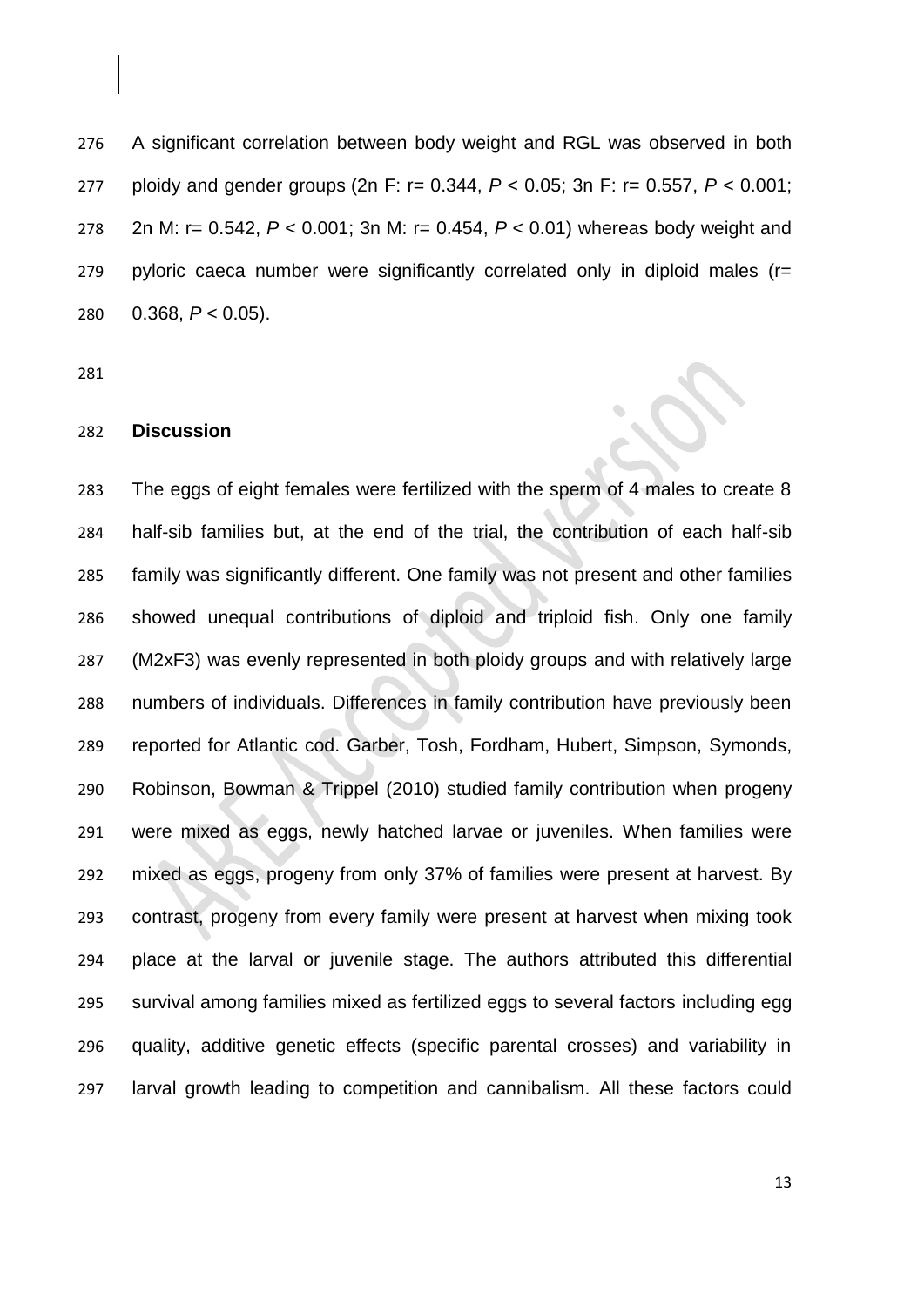A significant correlation between body weight and RGL was observed in both ploidy and gender groups (2n F: r= 0.344, $P < 0.05$; 3n F: r= 0.557, $P < 0.001$; 2n M: r= 0.542, $P < 0.001$; 3n M: r= 0.454, $P < 0.01$) whereas body weight and pyloric caeca number were significantly correlated only in diploid males (r= 0.368, $P < 0.05$).

## Discussion

The eggs of eight females were fertilized with the sperm of 4 males to create 8 half-sib families but, at the end of the trial, the contribution of each half-sib family was significantly different. One family was not present and other families showed unequal contributions of diploid and triploid fish. Only one family (M2xF3) was evenly represented in both ploidy groups and with relatively large numbers of individuals. Differences in family contribution have previously been reported for Atlantic cod. Garber, Tosh, Fordham, Hubert, Simpson, Symonds, Robinson, Bowman & Trippel (2010) studied family contribution when progeny were mixed as eggs, newly hatched larvae or juveniles. When families were mixed as eggs, progeny from only 37% of families were present at harvest. By contrast, progeny from every family were present at harvest when mixing took place at the larval or juvenile stage. The authors attributed this differential survival among families mixed as fertilized eggs to several factors including egg quality, additive genetic effects (specific parental crosses) and variability in larval growth leading to competition and cannibalism. All these factors could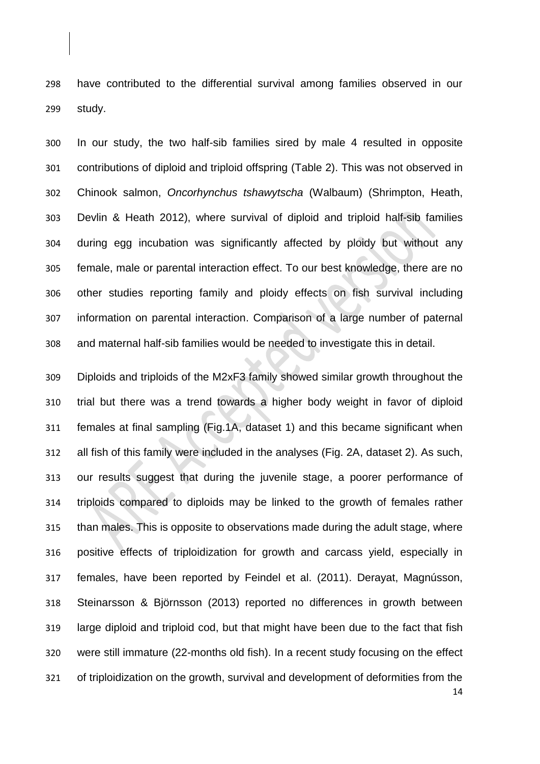have contributed to the differential survival among families observed in our study.

In our study, the two half-sib families sired by male 4 resulted in opposite contributions of diploid and triploid offspring (Table 2). This was not observed in Chinook salmon, *Oncorhynchus tshawytscha* (Walbaum) (Shrimpton, Heath, Devlin & Heath 2012), where survival of diploid and triploid half-sib families during egg incubation was significantly affected by ploidy but without any female, male or parental interaction effect. To our best knowledge, there are no other studies reporting family and ploidy effects on fish survival including information on parental interaction. Comparison of a large number of paternal and maternal half-sib families would be needed to investigate this in detail.

Diploids and triploids of the M2xF3 family showed similar growth throughout the trial but there was a trend towards a higher body weight in favor of diploid females at final sampling (Fig.1A, dataset 1) and this became significant when all fish of this family were included in the analyses (Fig. 2A, dataset 2). As such, our results suggest that during the juvenile stage, a poorer performance of triploids compared to diploids may be linked to the growth of females rather than males. This is opposite to observations made during the adult stage, where positive effects of triploidization for growth and carcass yield, especially in females, have been reported by Feindel et al. (2011). Derayat, Magnússon, Steinarsson & Björnsson (2013) reported no differences in growth between large diploid and triploid cod, but that might have been due to the fact that fish were still immature (22-months old fish). In a recent study focusing on the effect of triploidization on the growth, survival and development of deformities from the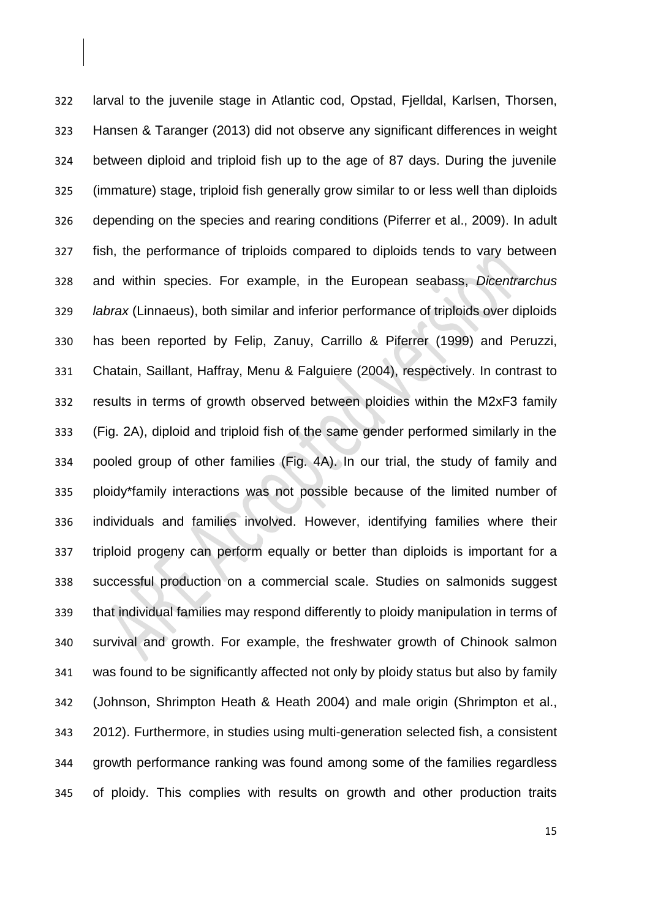larval to the juvenile stage in Atlantic cod, Opstad, Fjelldal, Karlsen, Thorsen, Hansen & Taranger (2013) did not observe any significant differences in weight between diploid and triploid fish up to the age of 87 days. During the juvenile (immature) stage, triploid fish generally grow similar to or less well than diploids depending on the species and rearing conditions (Piferrer et al., 2009). In adult fish, the performance of triploids compared to diploids tends to vary between and within species. For example, in the European seabass, *Dicentrarchus labrax* (Linnaeus), both similar and inferior performance of triploids over diploids has been reported by Felip, Zanuy, Carrillo & Piferrer (1999) and Peruzzi, Chatain, Saillant, Haffray, Menu & Falguiere (2004), respectively. In contrast to results in terms of growth observed between ploidies within the M2xF3 family (Fig. 2A), diploid and triploid fish of the same gender performed similarly in the pooled group of other families (Fig. 4A). In our trial, the study of family and ploidy*family interactions was not possible because of the limited number of individuals and families involved. However, identifying families where their triploid progeny can perform equally or better than diploids is important for a successful production on a commercial scale. Studies on salmonids suggest that individual families may respond differently to ploidy manipulation in terms of survival and growth. For example, the freshwater growth of Chinook salmon was found to be significantly affected not only by ploidy status but also by family (Johnson, Shrimpton Heath & Heath 2004) and male origin (Shrimpton et al., 2012). Furthermore, in studies using multi-generation selected fish, a consistent growth performance ranking was found among some of the families regardless of ploidy. This complies with results on growth and other production traits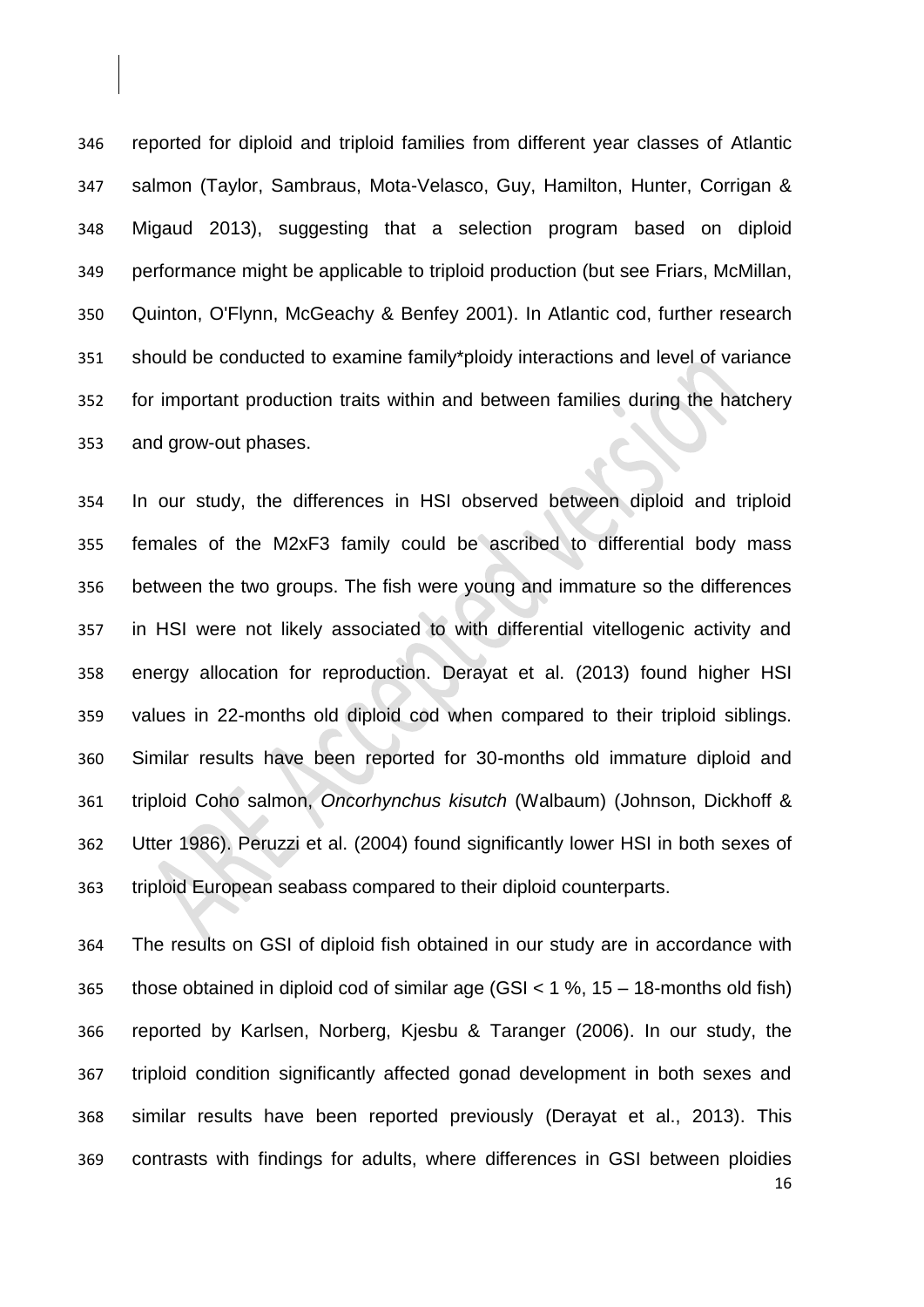reported for diploid and triploid families from different year classes of Atlantic salmon (Taylor, Sambraus, Mota-Velasco, Guy, Hamilton, Hunter, Corrigan & Migaud 2013), suggesting that a selection program based on diploid performance might be applicable to triploid production (but see Friars, McMillan, Quinton, O'Flynn, McGeachy & Benfey 2001). In Atlantic cod, further research should be conducted to examine family*ploidy interactions and level of variance for important production traits within and between families during the hatchery and grow-out phases.

In our study, the differences in HSI observed between diploid and triploid females of the M2xF3 family could be ascribed to differential body mass between the two groups. The fish were young and immature so the differences in HSI were not likely associated to with differential vitellogenic activity and energy allocation for reproduction. Derayat et al. (2013) found higher HSI values in 22-months old diploid cod when compared to their triploid siblings. Similar results have been reported for 30-months old immature diploid and triploid Coho salmon, *Oncorhynchus kisutch* (Walbaum) (Johnson, Dickhoff & Utter 1986). Peruzzi et al. (2004) found significantly lower HSI in both sexes of triploid European seabass compared to their diploid counterparts.

The results on GSI of diploid fish obtained in our study are in accordance with those obtained in diploid cod of similar age (GSI < 1 %, 15 – 18-months old fish) reported by Karlsen, Norberg, Kjesbu & Taranger (2006). In our study, the triploid condition significantly affected gonad development in both sexes and similar results have been reported previously (Derayat et al., 2013). This contrasts with findings for adults, where differences in GSI between ploidies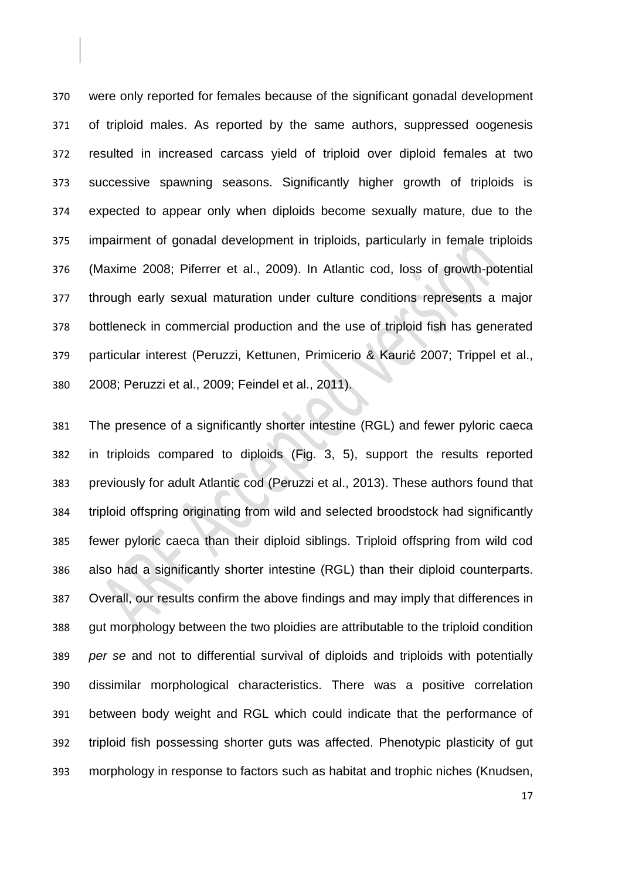were only reported for females because of the significant gonadal development of triploid males. As reported by the same authors, suppressed oogenesis resulted in increased carcass yield of triploid over diploid females at two successive spawning seasons. Significantly higher growth of triploids is expected to appear only when diploids become sexually mature, due to the impairment of gonadal development in triploids, particularly in female triploids (Maxime 2008; Piferrer et al., 2009). In Atlantic cod, loss of growth-potential through early sexual maturation under culture conditions represents a major bottleneck in commercial production and the use of triploid fish has generated particular interest (Peruzzi, Kettunen, Primicerio & Kaurić 2007; Trippel et al., 2008; Peruzzi et al., 2009; Feindel et al., 2011).

The presence of a significantly shorter intestine (RGL) and fewer pyloric caeca in triploids compared to diploids (Fig. 3, 5), support the results reported previously for adult Atlantic cod (Peruzzi et al., 2013). These authors found that triploid offspring originating from wild and selected broodstock had significantly fewer pyloric caeca than their diploid siblings. Triploid offspring from wild cod also had a significantly shorter intestine (RGL) than their diploid counterparts. Overall, our results confirm the above findings and may imply that differences in gut morphology between the two ploidies are attributable to the triploid condition *per se* and not to differential survival of diploids and triploids with potentially dissimilar morphological characteristics. There was a positive correlation between body weight and RGL which could indicate that the performance of triploid fish possessing shorter guts was affected. Phenotypic plasticity of gut morphology in response to factors such as habitat and trophic niches (Knudsen,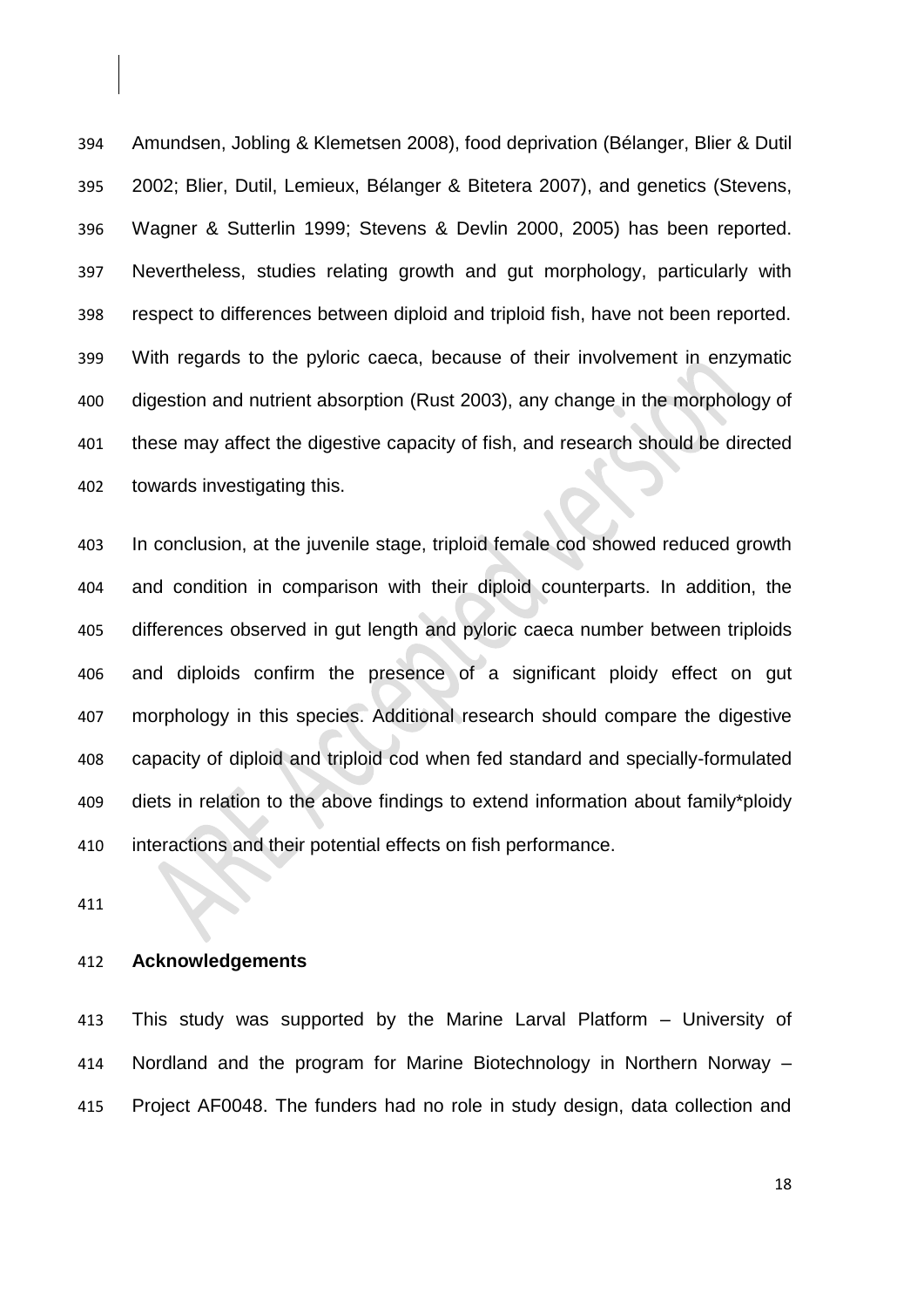Amundsen, Jobling & Klemetsen 2008), food deprivation (Bélanger, Blier & Dutil 2002; Blier, Dutil, Lemieux, Bélanger & Bitetera 2007), and genetics (Stevens, Wagner & Sutterlin 1999; Stevens & Devlin 2000, 2005) has been reported. Nevertheless, studies relating growth and gut morphology, particularly with respect to differences between diploid and triploid fish, have not been reported. With regards to the pyloric caeca, because of their involvement in enzymatic digestion and nutrient absorption (Rust 2003), any change in the morphology of these may affect the digestive capacity of fish, and research should be directed towards investigating this.

In conclusion, at the juvenile stage, triploid female cod showed reduced growth and condition in comparison with their diploid counterparts. In addition, the differences observed in gut length and pyloric caeca number between triploids and diploids confirm the presence of a significant ploidy effect on gut morphology in this species. Additional research should compare the digestive capacity of diploid and triploid cod when fed standard and specially-formulated diets in relation to the above findings to extend information about family*ploidy interactions and their potential effects on fish performance.

## Acknowledgements

This study was supported by the Marine Larval Platform – University of Nordland and the program for Marine Biotechnology in Northern Norway – Project AF0048. The funders had no role in study design, data collection and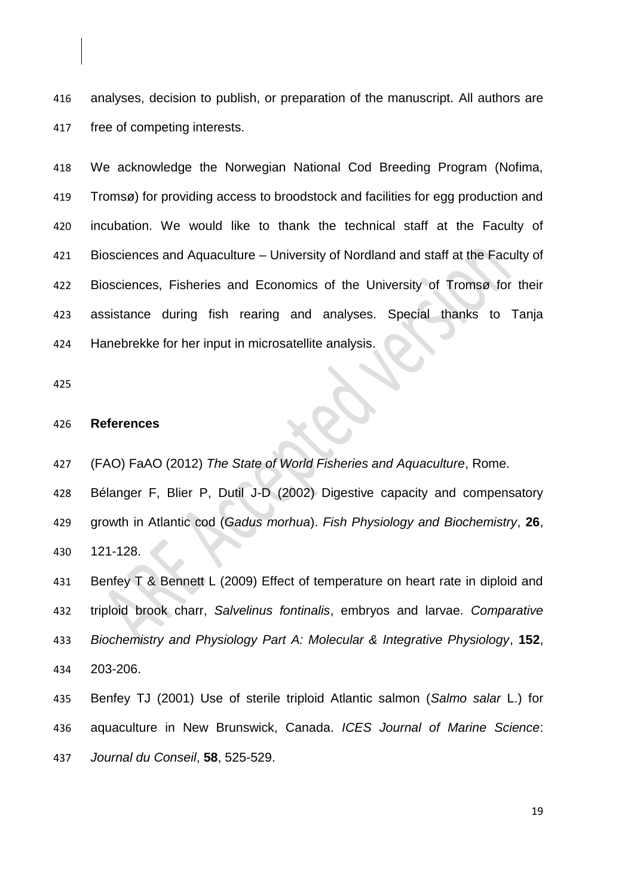analyses, decision to publish, or preparation of the manuscript. All authors are free of competing interests.

We acknowledge the Norwegian National Cod Breeding Program (Nofima, Tromsø) for providing access to broodstock and facilities for egg production and incubation. We would like to thank the technical staff at the Faculty of Biosciences and Aquaculture – University of Nordland and staff at the Faculty of Biosciences, Fisheries and Economics of the University of Tromsø for their assistance during fish rearing and analyses. Special thanks to Tanja Hanebrekke for her input in microsatellite analysis.

## References

(FAO) FaAO (2012) *The State of World Fisheries and Aquaculture*, Rome.

Bélanger F, Blier P, Dutil J-D (2002) Digestive capacity and compensatory growth in Atlantic cod (*Gadus morhua*). *Fish Physiology and Biochemistry*, **26**, 121-128.

Benfey T & Bennett L (2009) Effect of temperature on heart rate in diploid and triploid brook charr, *Salvelinus fontinalis*, embryos and larvae. *Comparative Biochemistry and Physiology Part A: Molecular & Integrative Physiology*, **152**, 203-206.

Benfey TJ (2001) Use of sterile triploid Atlantic salmon (*Salmo salar* L.) for aquaculture in New Brunswick, Canada. *ICES Journal of Marine Science: Journal du Conseil*, **58**, 525-529.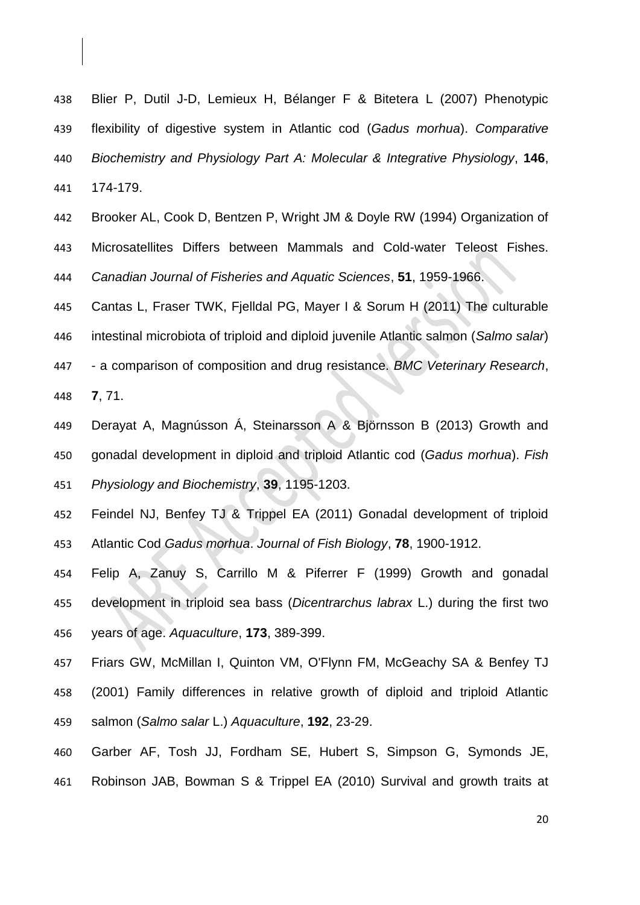Blier P, Dutil J-D, Lemieux H, Bélanger F & Bitetera L (2007) Phenotypic flexibility of digestive system in Atlantic cod (*Gadus morhua*). *Comparative Biochemistry and Physiology Part A: Molecular & Integrative Physiology*, **146**, 174-179.

Brooker AL, Cook D, Bentzen P, Wright JM & Doyle RW (1994) Organization of Microsatellites Differs between Mammals and Cold-water Teleost Fishes. *Canadian Journal of Fisheries and Aquatic Sciences*, **51**, 1959-1966.

Cantas L, Fraser TWK, Fjelldal PG, Mayer I & Sorum H (2011) The culturable intestinal microbiota of triploid and diploid juvenile Atlantic salmon (*Salmo salar*) - a comparison of composition and drug resistance. *BMC Veterinary Research*, **7**, 71.

Derayat A, Magnússon Á, Steinarsson A & Björnsson B (2013) Growth and gonadal development in diploid and triploid Atlantic cod (*Gadus morhua*). *Fish Physiology and Biochemistry*, **39**, 1195-1203.

Feindel NJ, Benfey TJ & Trippel EA (2011) Gonadal development of triploid Atlantic Cod *Gadus morhua*. *Journal of Fish Biology*, **78**, 1900-1912.

Felip A, Zanuy S, Carrillo M & Piferrer F (1999) Growth and gonadal development in triploid sea bass (*Dicentrarchus labrax* L.) during the first two years of age. *Aquaculture*, **173**, 389-399.

Friars GW, McMillan I, Quinton VM, O'Flynn FM, McGeachy SA & Benfey TJ (2001) Family differences in relative growth of diploid and triploid Atlantic salmon (*Salmo salar* L.) *Aquaculture*, **192**, 23-29.

Garber AF, Tosh JJ, Fordham SE, Hubert S, Simpson G, Symonds JE, Robinson JAB, Bowman S & Trippel EA (2010) Survival and growth traits at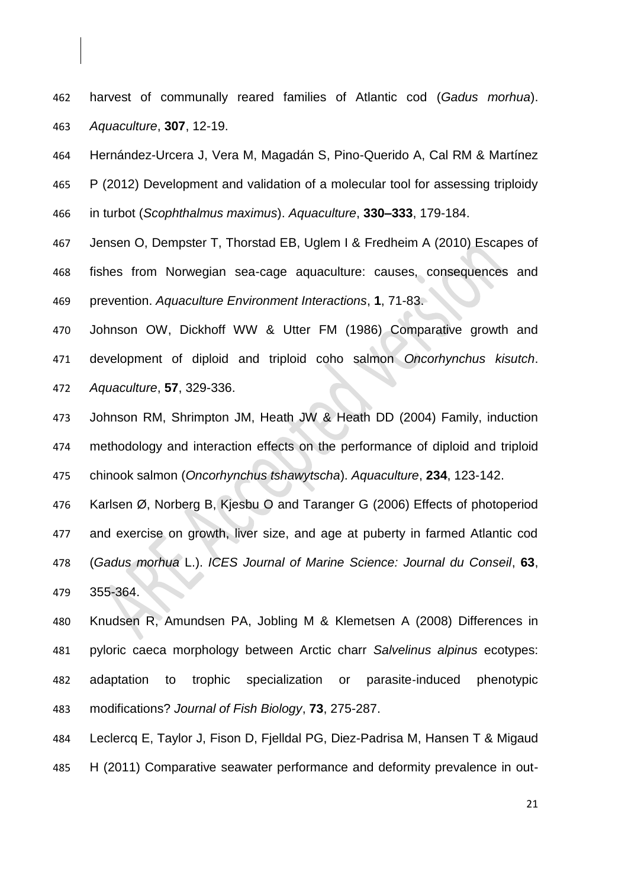harvest of communally reared families of Atlantic cod (*Gadus morhua*). *Aquaculture*, **307**, 12-19.

Hernández-Urcera J, Vera M, Magadán S, Pino-Querido A, Cal RM & Martínez P (2012) Development and validation of a molecular tool for assessing triploidy in turbot (*Scophthalmus maximus*). *Aquaculture*, **330–333**, 179-184.

Jensen O, Dempster T, Thorstad EB, Uglem I & Fredheim A (2010) Escapes of fishes from Norwegian sea-cage aquaculture: causes, consequences and prevention. *Aquaculture Environment Interactions*, **1**, 71-83.

Johnson OW, Dickhoff WW & Utter FM (1986) Comparative growth and development of diploid and triploid coho salmon *Oncorhynchus kisutch*. *Aquaculture*, **57**, 329-336.

Johnson RM, Shrimpton JM, Heath JW & Heath DD (2004) Family, induction methodology and interaction effects on the performance of diploid and triploid chinook salmon (*Oncorhynchus tshawytscha*). *Aquaculture*, **234**, 123-142.

Karlsen Ø, Norberg B, Kjesbu O and Taranger G (2006) Effects of photoperiod and exercise on growth, liver size, and age at puberty in farmed Atlantic cod (*Gadus morhua* L.). *ICES Journal of Marine Science: Journal du Conseil*, **63**, 355-364.

Knudsen R, Amundsen PA, Jobling M & Klemetsen A (2008) Differences in pyloric caeca morphology between Arctic charr *Salvelinus alpinus* ecotypes: adaptation to trophic specialization or parasite-induced phenotypic modifications? *Journal of Fish Biology*, **73**, 275-287.

Leclercq E, Taylor J, Fison D, Fjelldal PG, Diez-Padrisa M, Hansen T & Migaud H (2011) Comparative seawater performance and deformity prevalence in out-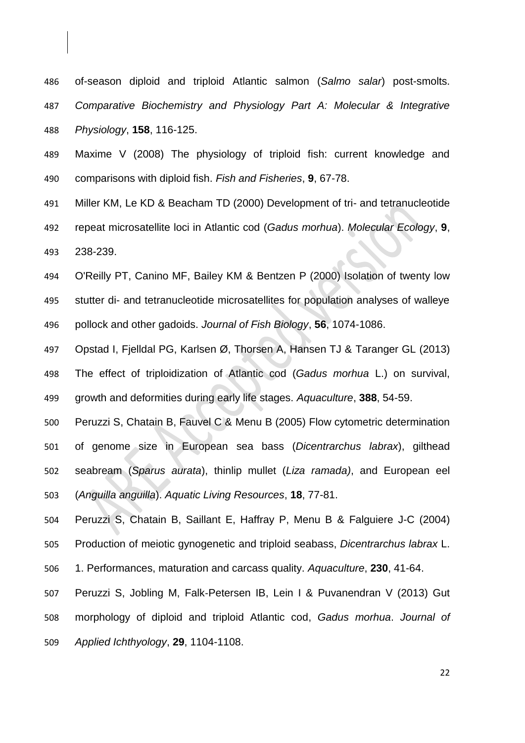of-season diploid and triploid Atlantic salmon (*Salmo salar*) post-smolts. *Comparative Biochemistry and Physiology Part A: Molecular & Integrative Physiology*, **158**, 116-125.

Maxime V (2008) The physiology of triploid fish: current knowledge and comparisons with diploid fish. *Fish and Fisheries*, **9**, 67-78.

Miller KM, Le KD & Beacham TD (2000) Development of tri- and tetranucleotide repeat microsatellite loci in Atlantic cod (*Gadus morhua*). *Molecular Ecology*, **9**, 238-239.

O'Reilly PT, Canino MF, Bailey KM & Bentzen P (2000) Isolation of twenty low stutter di- and tetranucleotide microsatellites for population analyses of walleye pollock and other gadoids. *Journal of Fish Biology*, **56**, 1074-1086.

Opstad I, Fjelldal PG, Karlsen Ø, Thorsen A, Hansen TJ & Taranger GL (2013) The effect of triploidization of Atlantic cod (*Gadus morhua* L.) on survival, growth and deformities during early life stages. *Aquaculture*, **388**, 54-59.

Peruzzi S, Chatain B, Fauvel C & Menu B (2005) Flow cytometric determination of genome size in European sea bass (*Dicentrarchus labrax*), gilthead seabream (*Sparus aurata*), thinlip mullet (*Liza ramada)*, and European eel (*Anguilla anguilla*). *Aquatic Living Resources*, **18**, 77-81.

Peruzzi S, Chatain B, Saillant E, Haffray P, Menu B & Falguiere J-C (2004) Production of meiotic gynogenetic and triploid seabass, *Dicentrarchus labrax* L. 1. Performances, maturation and carcass quality. *Aquaculture*, **230**, 41-64.

Peruzzi S, Jobling M, Falk-Petersen IB, Lein I & Puvanendran V (2013) Gut morphology of diploid and triploid Atlantic cod, *Gadus morhua*. *Journal of Applied Ichthyology*, **29**, 1104-1108.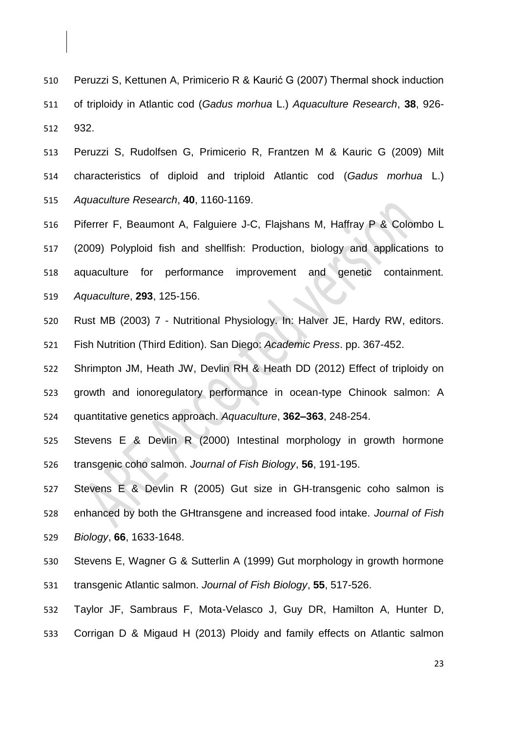Peruzzi S, Kettunen A, Primicerio R & Kaurić G (2007) Thermal shock induction of triploidy in Atlantic cod (*Gadus morhua* L.) *Aquaculture Research*, **38**, 926-932.

Peruzzi S, Rudolfsen G, Primicerio R, Frantzen M & Kauric G (2009) Milt characteristics of diploid and triploid Atlantic cod (*Gadus morhua* L.) *Aquaculture Research*, **40**, 1160-1169.

Piferrer F, Beaumont A, Falguiere J-C, Flajshans M, Haffray P & Colombo L (2009) Polyploid fish and shellfish: Production, biology and applications to aquaculture for performance improvement and genetic containment. *Aquaculture*, **293**, 125-156.

Rust MB (2003) 7 - Nutritional Physiology. In: Halver JE, Hardy RW, editors. Fish Nutrition (Third Edition). San Diego: *Academic Press*. pp. 367-452.

Shrimpton JM, Heath JW, Devlin RH & Heath DD (2012) Effect of triploidy on growth and ionoregulatory performance in ocean-type Chinook salmon: A quantitative genetics approach. *Aquaculture*, **362–363**, 248-254.

Stevens E & Devlin R (2000) Intestinal morphology in growth hormone transgenic coho salmon. *Journal of Fish Biology*, **56**, 191-195.

Stevens E & Devlin R (2005) Gut size in GH-transgenic coho salmon is enhanced by both the GHtransgene and increased food intake. *Journal of Fish Biology*, **66**, 1633-1648.

Stevens E, Wagner G & Sutterlin A (1999) Gut morphology in growth hormone transgenic Atlantic salmon. *Journal of Fish Biology*, **55**, 517-526.

Taylor JF, Sambraus F, Mota-Velasco J, Guy DR, Hamilton A, Hunter D, Corrigan D & Migaud H (2013) Ploidy and family effects on Atlantic salmon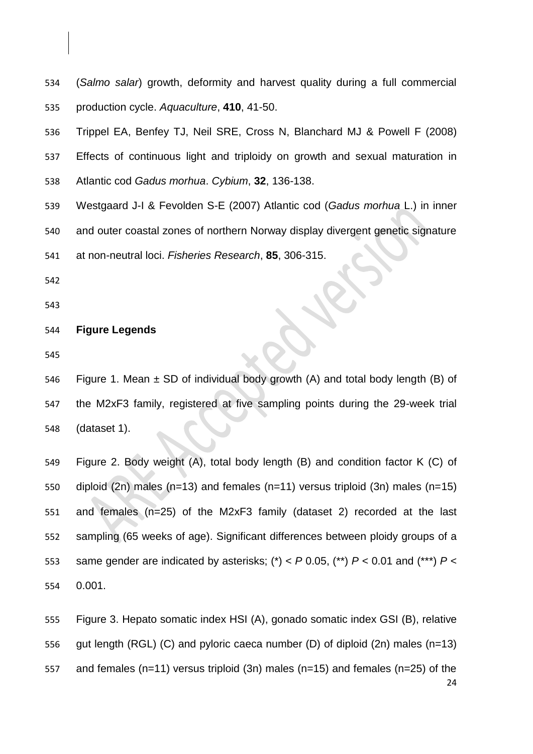(*Salmo salar*) growth, deformity and harvest quality during a full commercial production cycle. *Aquaculture*, **410**, 41-50.

Trippel EA, Benfey TJ, Neil SRE, Cross N, Blanchard MJ & Powell F (2008) Effects of continuous light and triploidy on growth and sexual maturation in Atlantic cod *Gadus morhua*. *Cybium*, **32**, 136-138.

Westgaard J-I & Fevolden S-E (2007) Atlantic cod (*Gadus morhua* L.) in inner and outer coastal zones of northern Norway display divergent genetic signature at non-neutral loci. *Fisheries Research*, **85**, 306-315.

## Figure Legends

Figure 1. Mean ± SD of individual body growth (A) and total body length (B) of the M2xF3 family, registered at five sampling points during the 29-week trial (dataset 1).

Figure 2. Body weight (A), total body length (B) and condition factor K (C) of diploid (2n) males (n=13) and females (n=11) versus triploid (3n) males (n=15) and females (n=25) of the M2xF3 family (dataset 2) recorded at the last sampling (65 weeks of age). Significant differences between ploidy groups of a same gender are indicated by asterisks; (*) < $P$ 0.05, (**) $P < 0.01$ and (***) $P < 0.001$.

Figure 3. Hepato somatic index HSI (A), gonado somatic index GSI (B), relative gut length (RGL) (C) and pyloric caeca number (D) of diploid (2n) males (n=13) and females (n=11) versus triploid (3n) males (n=15) and females (n=25) of the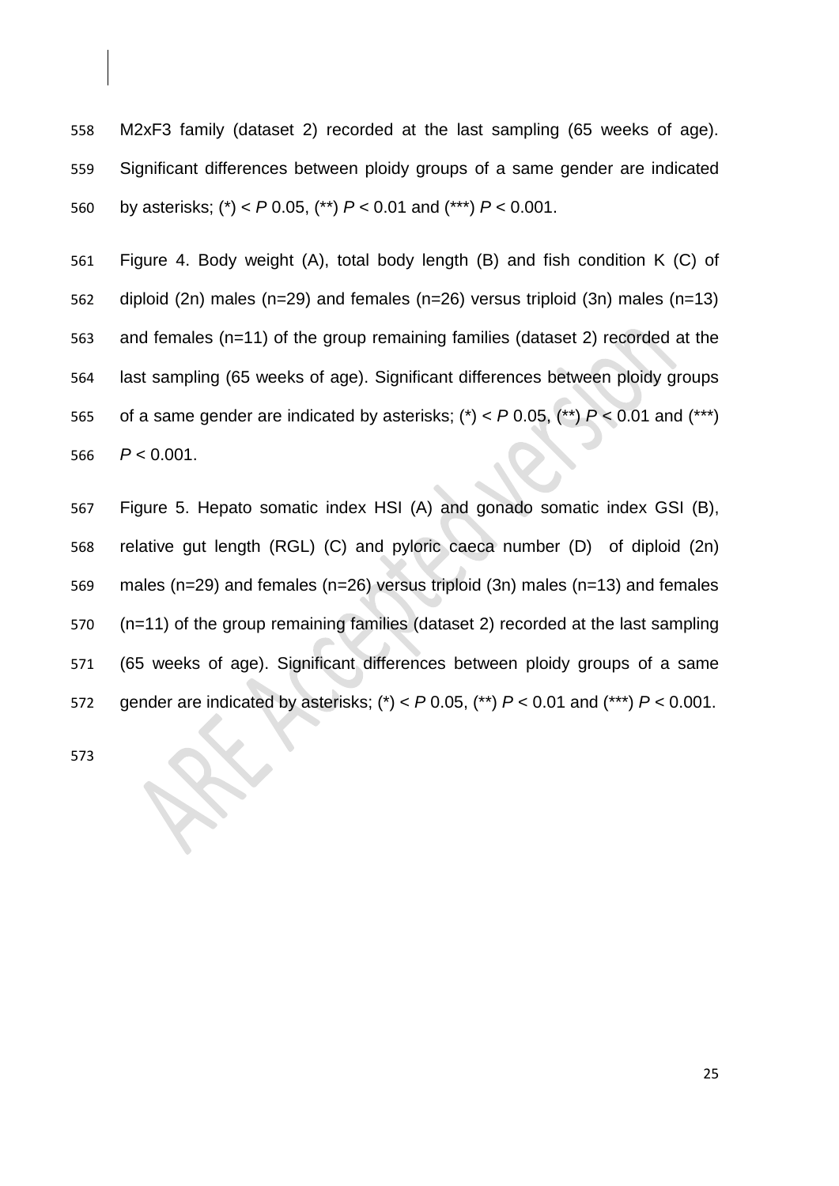M2xF3 family (dataset 2) recorded at the last sampling (65 weeks of age). Significant differences between ploidy groups of a same gender are indicated by asterisks; (*) < *P* 0.05, (**) *P* < 0.01 and (***) *P* < 0.001.

Figure 4. Body weight (A), total body length (B) and fish condition K (C) of diploid (2n) males (n=29) and females (n=26) versus triploid (3n) males (n=13) and females (n=11) of the group remaining families (dataset 2) recorded at the last sampling (65 weeks of age). Significant differences between ploidy groups of a same gender are indicated by asterisks; (*) < *P* 0.05, (**) *P* < 0.01 and (***) *P* < 0.001.

Figure 5. Hepato somatic index HSI (A) and gonado somatic index GSI (B), relative gut length (RGL) (C) and pyloric caeca number (D) of diploid (2n) males (n=29) and females (n=26) versus triploid (3n) males (n=13) and females (n=11) of the group remaining families (dataset 2) recorded at the last sampling (65 weeks of age). Significant differences between ploidy groups of a same gender are indicated by asterisks; (*) < *P* 0.05, (**) *P* < 0.01 and (***) *P* < 0.001.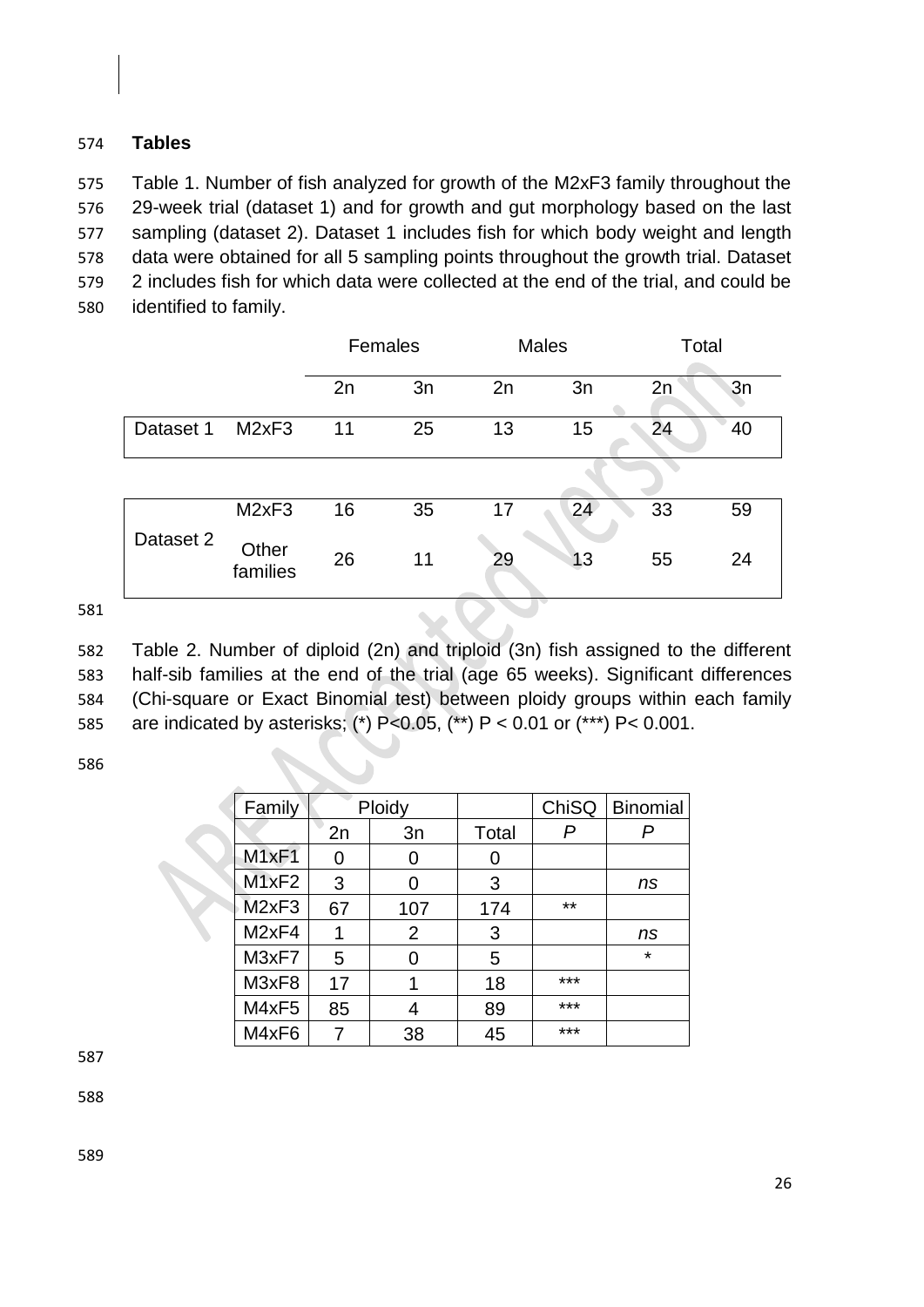## Tables

Table 1. Number of fish analyzed for growth of the M2xF3 family throughout the 29-week trial (dataset 1) and for growth and gut morphology based on the last sampling (dataset 2). Dataset 1 includes fish for which body weight and length data were obtained for all 5 sampling points throughout the growth trial. Dataset 2 includes fish for which data were collected at the end of the trial, and could be identified to family.

| | | Females | | Males | | Total | |
|---|---|---|---|---|---|---|---|
| | | 2n | 3n | 2n | 3n | 2n | 3n |
| Dataset 1 | M2xF3 | 11 | 25 | 13 | 15 | 24 | 40 |
| Dataset 2 | M2xF3 | 16 | 35 | 17 | 24 | 33 | 59 |
| | Other families | 26 | 11 | 29 | 13 | 55 | 24 |

Table 2. Number of diploid (2n) and triploid (3n) fish assigned to the different half-sib families at the end of the trial (age 65 weeks). Significant differences (Chi-square or Exact Binomial test) between ploidy groups within each family are indicated by asterisks; (*) P<0.05, (**) P < 0.01 or (***) P< 0.001.

| Family | Ploidy | | | ChiSQ | Binomial |
|---|---|---|---|---|---|
| | 2n | 3n | Total | *P* | *P* |
| M1xF1 | 0 | 0 | 0 | | |
| M1xF2 | 3 | 0 | 3 | | *ns* |
| M2xF3 | 67 | 107 | 174 | ** | |
| M2xF4 | 1 | 2 | 3 | | *ns* |
| M3xF7 | 5 | 0 | 5 | | * |
| M3xF8 | 17 | 1 | 18 | *** | |
| M4xF5 | 85 | 4 | 89 | *** | |
| M4xF6 | 7 | 38 | 45 | *** | |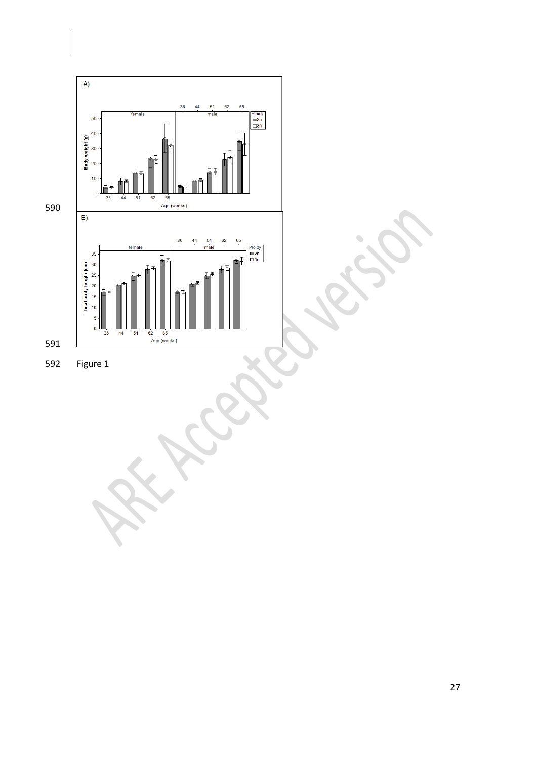Figure 1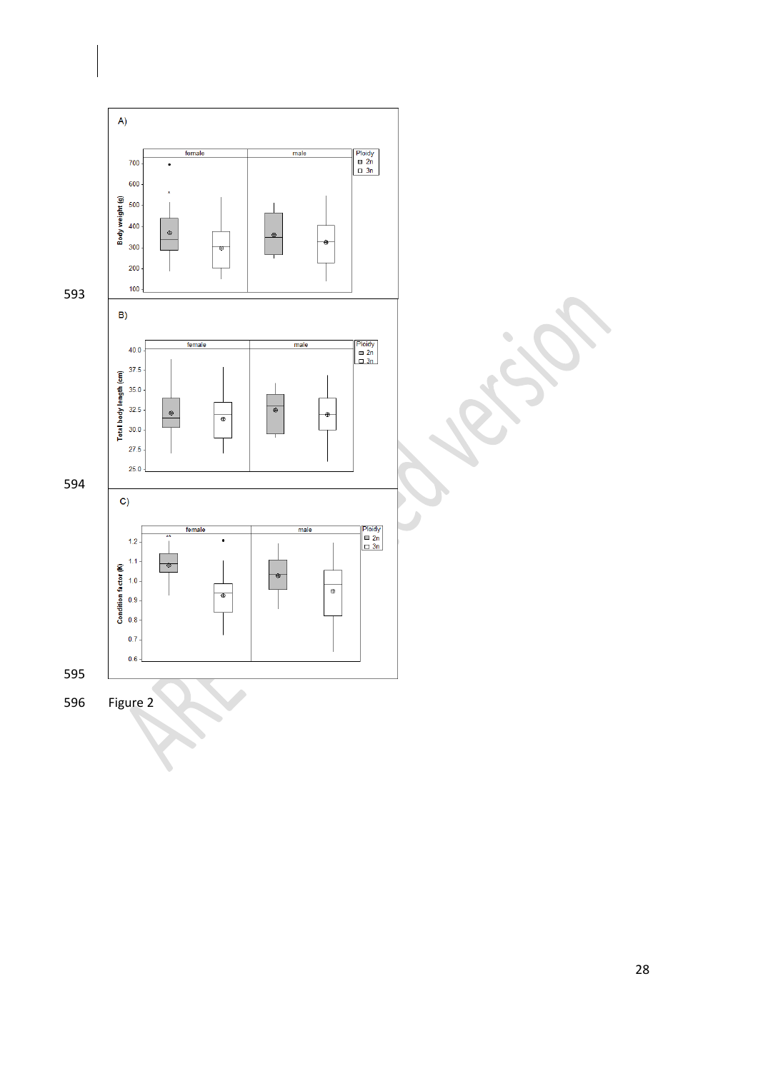Figure 2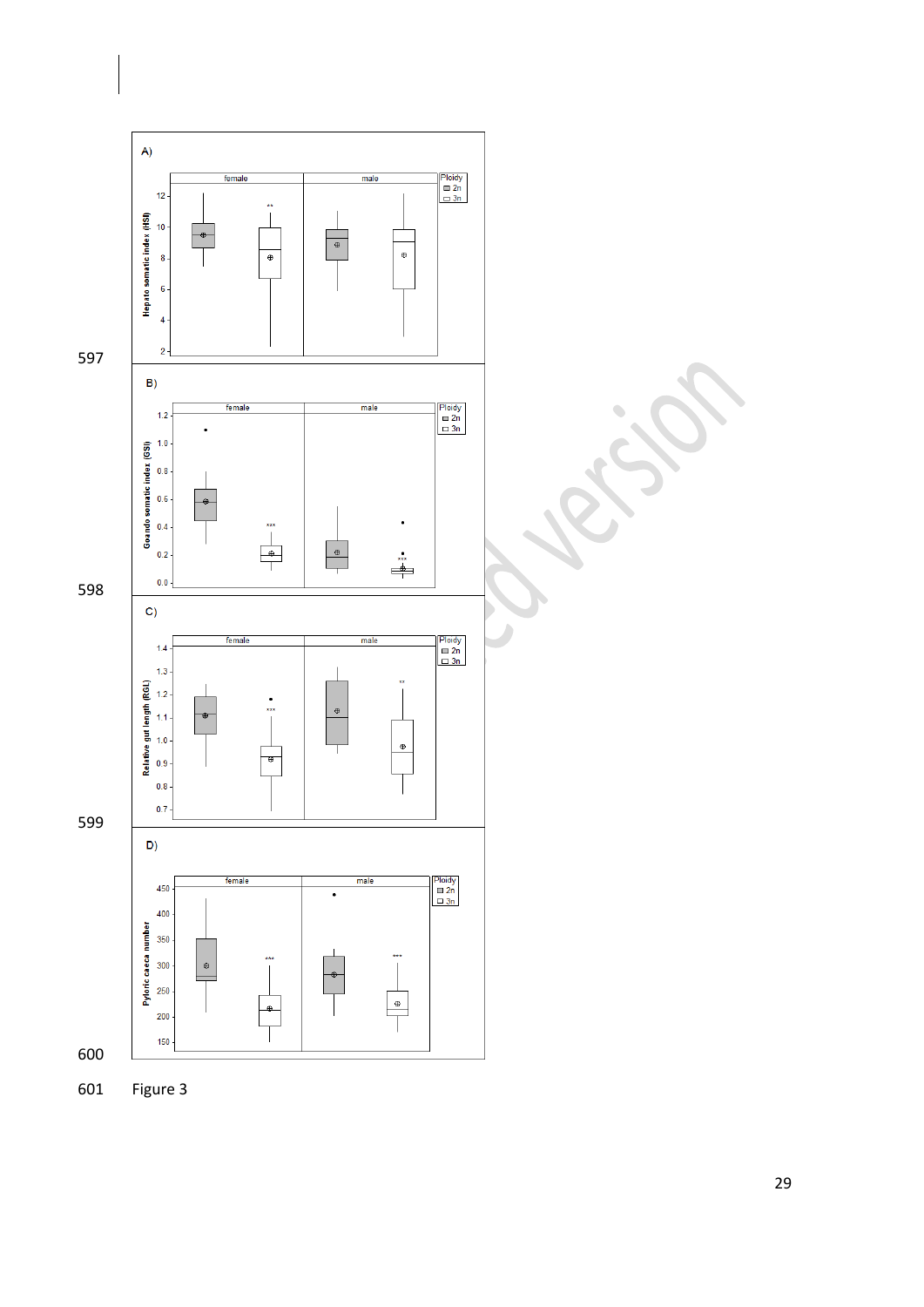Figure 3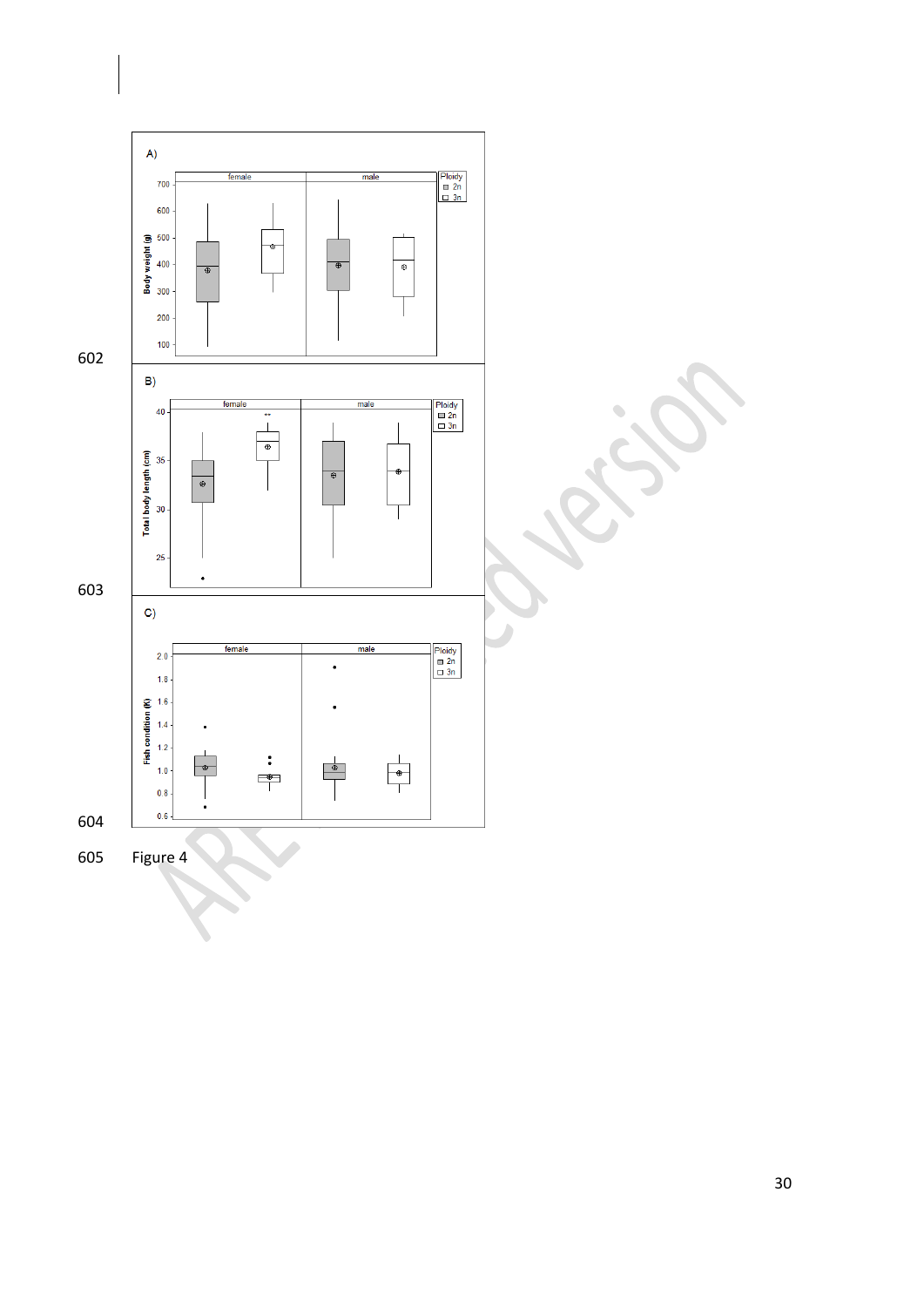Figure 4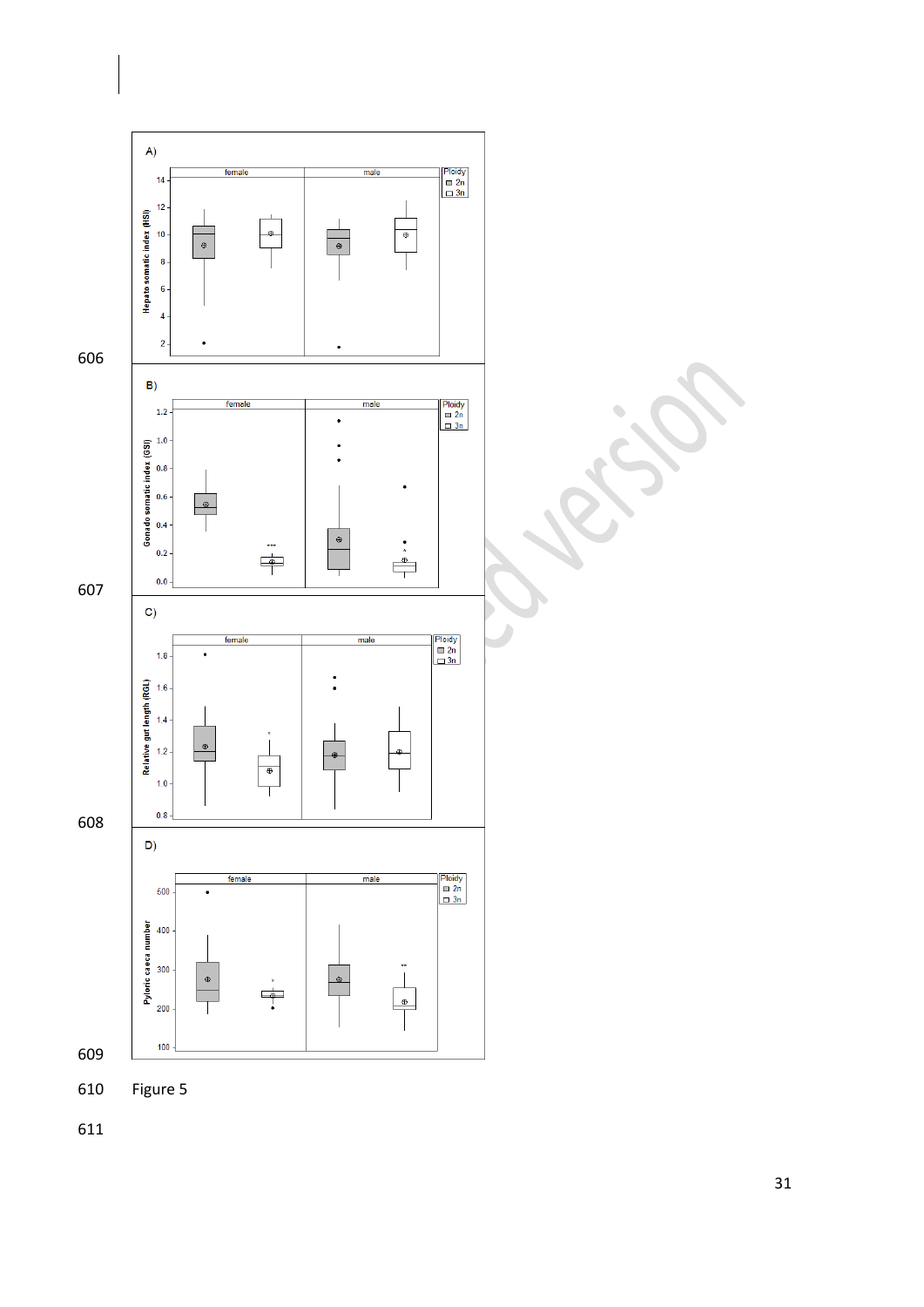A)

Hepato somatic index (HSI)

14
12
10
8
6
4
2

female
male

Ploidy
2n
3n

B)

Gonado somatic index (GSI)

1.2
1.0
0.8
0.6
0.4
0.2
0.0

female
male

***
*

Ploidy
2n
3n

C)

Relative gut length (RGL)

1.8
1.6
1.4
1.2
1.0
0.8

female
male

*

Ploidy
2n
3n

D)

Pyloric caeca number

500
400
300
200
100

female
male

*
**

Ploidy
2n
3n

Figure 5